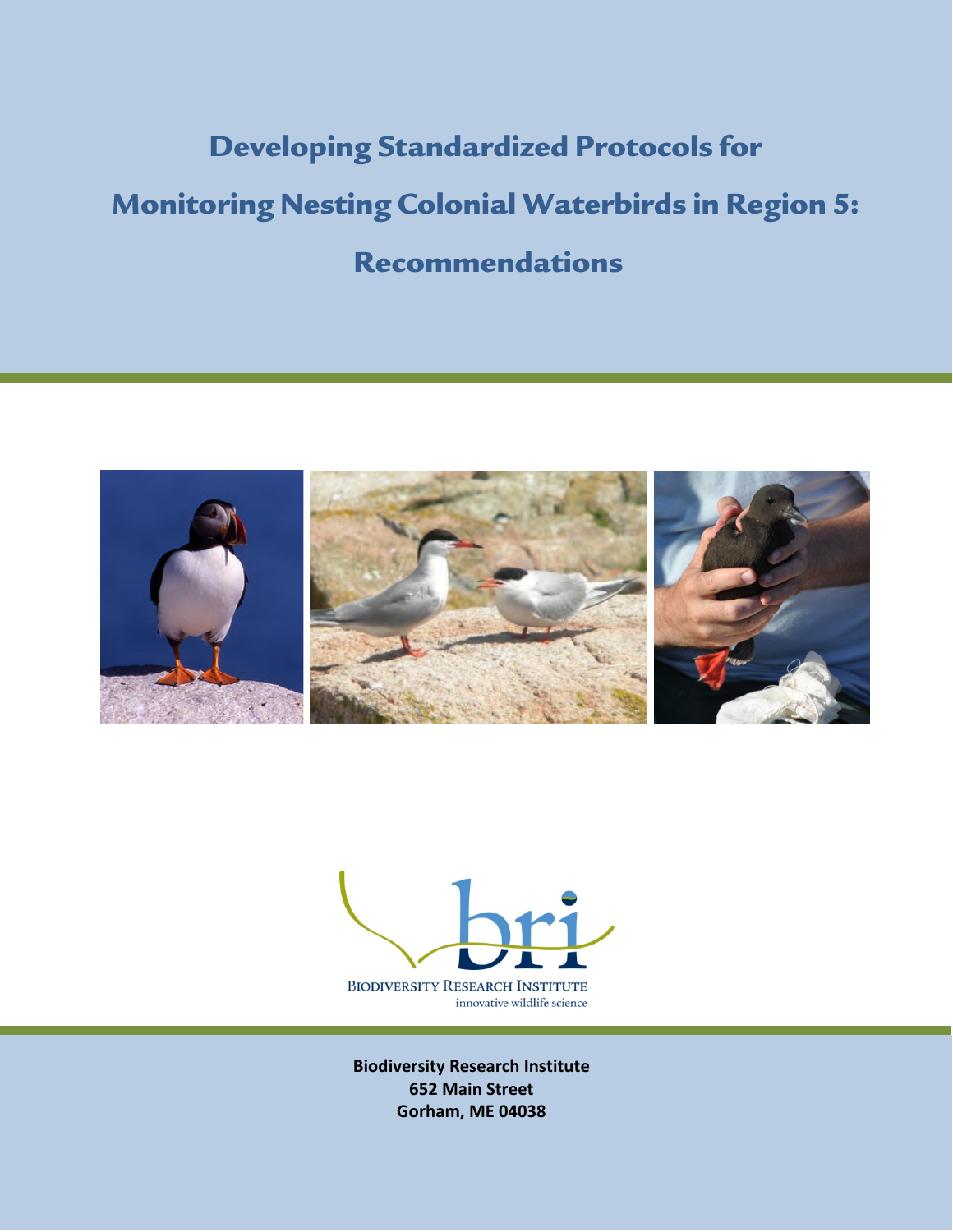# Developing Standardized Protocols for Monitoring Nesting Colonial Waterbirds in Region 5: Recommendations

BIODIVERSITY RESEARCH INSTITUTE
innovative wildlife science

**Biodiversity Research Institute**
**652 Main Street**
**Gorham, ME 04038**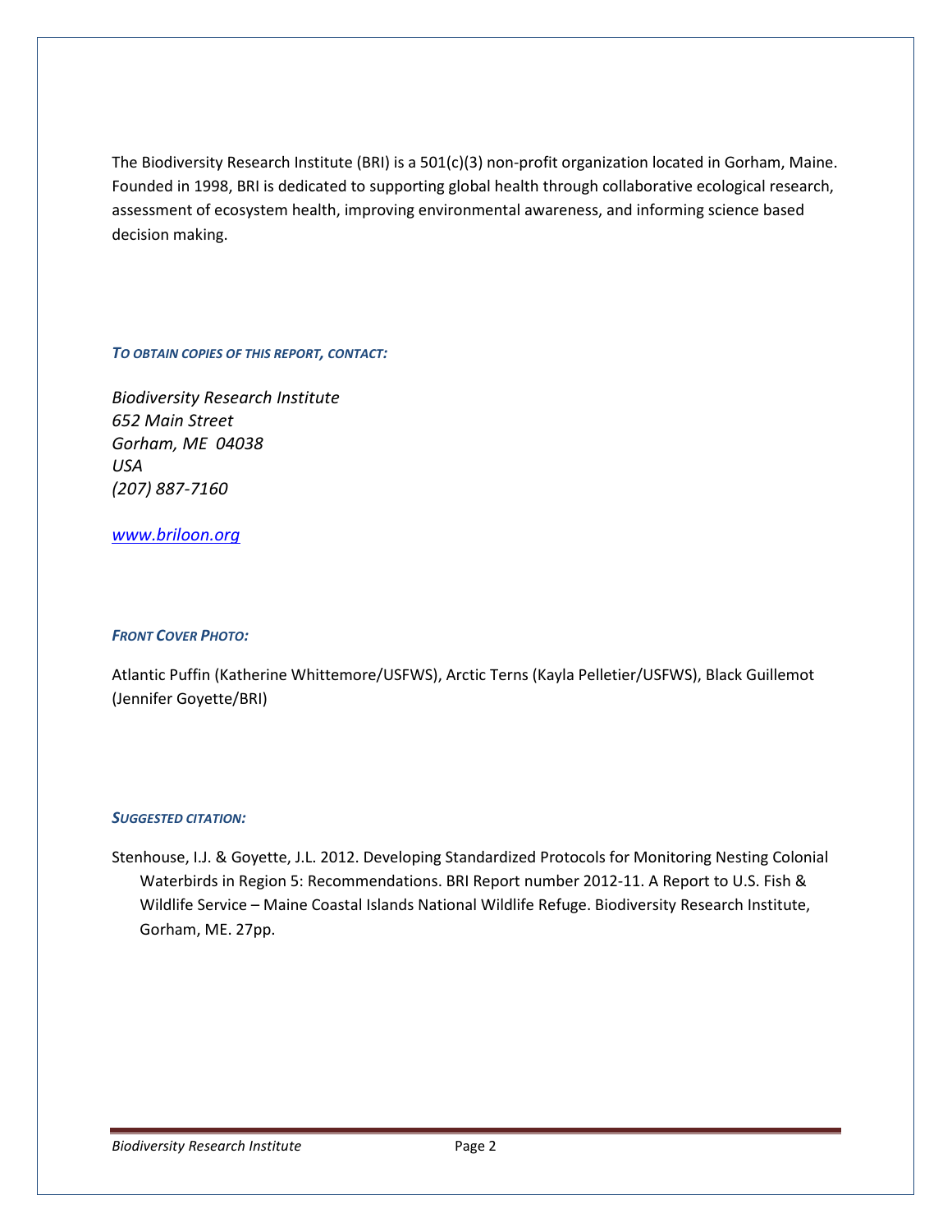The Biodiversity Research Institute (BRI) is a 501(c)(3) non-profit organization located in Gorham, Maine. Founded in 1998, BRI is dedicated to supporting global health through collaborative ecological research, assessment of ecosystem health, improving environmental awareness, and informing science based decision making.

***To obtain copies of this report, contact:***

*Biodiversity Research Institute*
*652 Main Street*
*Gorham, ME 04038*
*USA*
*(207) 887-7160*

*www.briloon.org*

***Front Cover Photo:***

Atlantic Puffin (Katherine Whittemore/USFWS), Arctic Terns (Kayla Pelletier/USFWS), Black Guillemot (Jennifer Goyette/BRI)

***Suggested citation:***

Stenhouse, I.J. & Goyette, J.L. 2012. Developing Standardized Protocols for Monitoring Nesting Colonial Waterbirds in Region 5: Recommendations. BRI Report number 2012-11. A Report to U.S. Fish & Wildlife Service – Maine Coastal Islands National Wildlife Refuge. Biodiversity Research Institute, Gorham, ME. 27pp.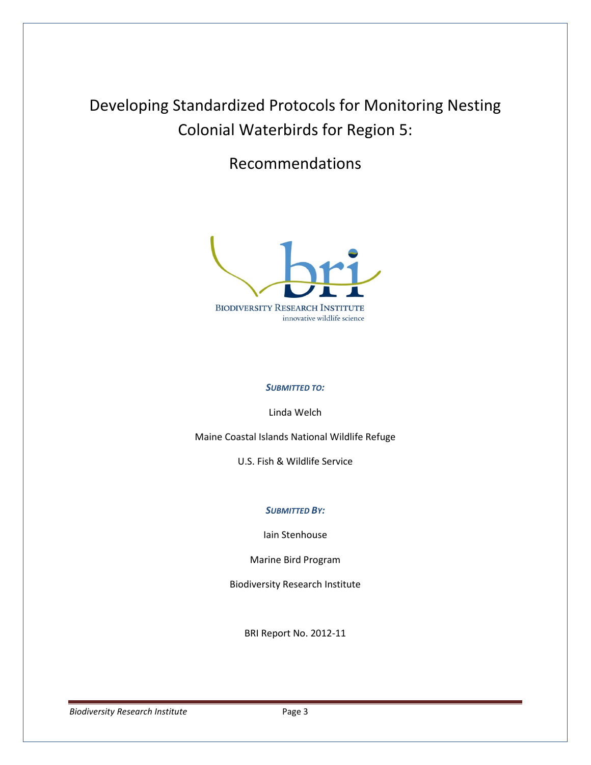# Developing Standardized Protocols for Monitoring Nesting Colonial Waterbirds for Region 5:

# Recommendations

BIODIVERSITY RESEARCH INSTITUTE
innovative wildlife science

***SUBMITTED TO:***

Linda Welch

Maine Coastal Islands National Wildlife Refuge

U.S. Fish & Wildlife Service

***SUBMITTED BY:***

Iain Stenhouse

Marine Bird Program

Biodiversity Research Institute

BRI Report No. 2012-11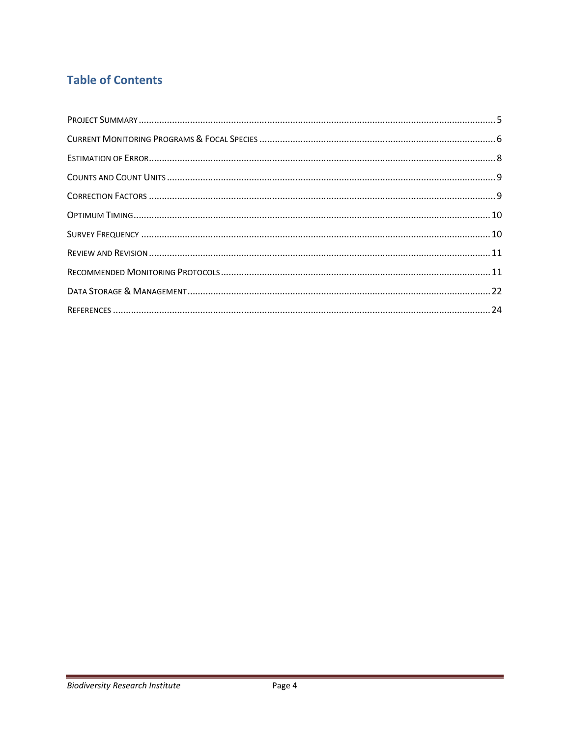## Table of Contents

Project Summary ..... 5
Current Monitoring Programs & Focal Species ..... 6
Estimation of Error ..... 8
Counts and Count Units ..... 9
Correction Factors ..... 9
Optimum Timing ..... 10
Survey Frequency ..... 10
Review and Revision ..... 11
Recommended Monitoring Protocols ..... 11
Data Storage & Management ..... 22
References ..... 24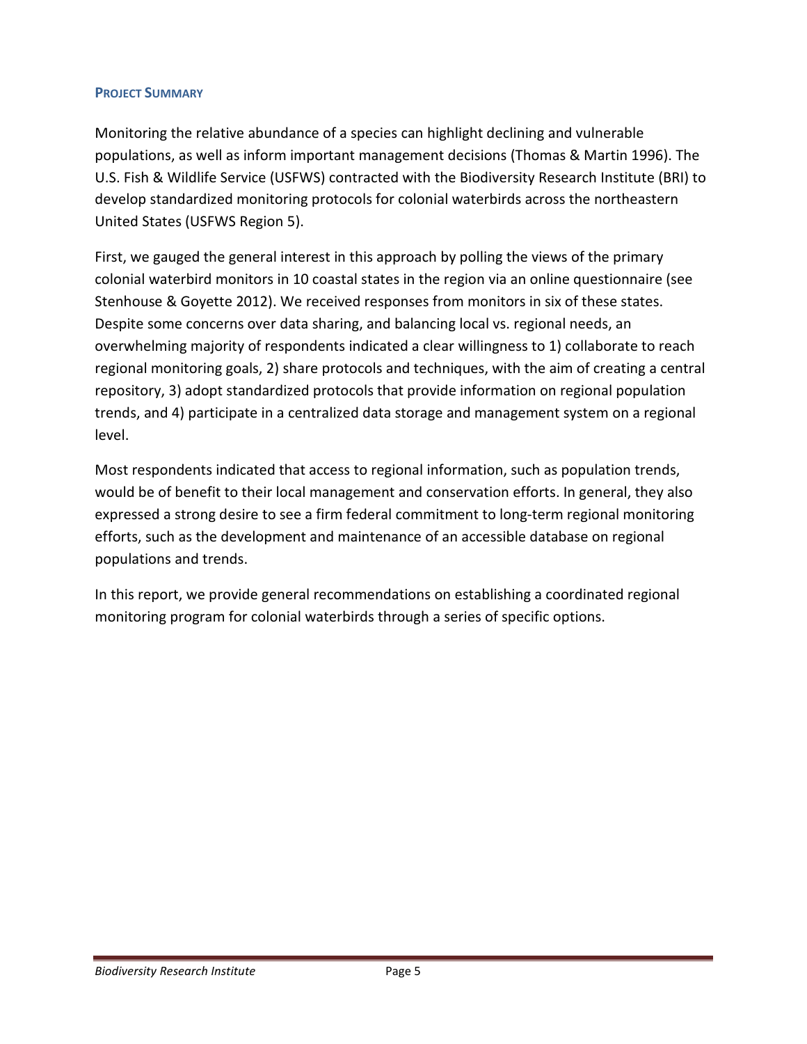## Project Summary

Monitoring the relative abundance of a species can highlight declining and vulnerable populations, as well as inform important management decisions (Thomas & Martin 1996). The U.S. Fish & Wildlife Service (USFWS) contracted with the Biodiversity Research Institute (BRI) to develop standardized monitoring protocols for colonial waterbirds across the northeastern United States (USFWS Region 5).

First, we gauged the general interest in this approach by polling the views of the primary colonial waterbird monitors in 10 coastal states in the region via an online questionnaire (see Stenhouse & Goyette 2012). We received responses from monitors in six of these states. Despite some concerns over data sharing, and balancing local vs. regional needs, an overwhelming majority of respondents indicated a clear willingness to 1) collaborate to reach regional monitoring goals, 2) share protocols and techniques, with the aim of creating a central repository, 3) adopt standardized protocols that provide information on regional population trends, and 4) participate in a centralized data storage and management system on a regional level.

Most respondents indicated that access to regional information, such as population trends, would be of benefit to their local management and conservation efforts. In general, they also expressed a strong desire to see a firm federal commitment to long-term regional monitoring efforts, such as the development and maintenance of an accessible database on regional populations and trends.

In this report, we provide general recommendations on establishing a coordinated regional monitoring program for colonial waterbirds through a series of specific options.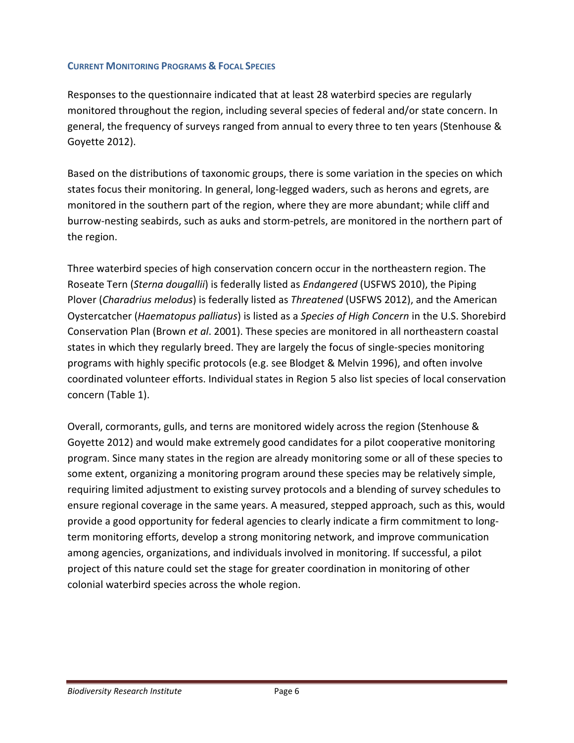### CURRENT MONITORING PROGRAMS & FOCAL SPECIES

Responses to the questionnaire indicated that at least 28 waterbird species are regularly monitored throughout the region, including several species of federal and/or state concern. In general, the frequency of surveys ranged from annual to every three to ten years (Stenhouse & Goyette 2012).

Based on the distributions of taxonomic groups, there is some variation in the species on which states focus their monitoring. In general, long-legged waders, such as herons and egrets, are monitored in the southern part of the region, where they are more abundant; while cliff and burrow-nesting seabirds, such as auks and storm-petrels, are monitored in the northern part of the region.

Three waterbird species of high conservation concern occur in the northeastern region. The Roseate Tern (*Sterna dougallii*) is federally listed as *Endangered* (USFWS 2010), the Piping Plover (*Charadrius melodus*) is federally listed as *Threatened* (USFWS 2012), and the American Oystercatcher (*Haematopus palliatus*) is listed as a *Species of High Concern* in the U.S. Shorebird Conservation Plan (Brown *et al*. 2001). These species are monitored in all northeastern coastal states in which they regularly breed. They are largely the focus of single-species monitoring programs with highly specific protocols (e.g. see Blodget & Melvin 1996), and often involve coordinated volunteer efforts. Individual states in Region 5 also list species of local conservation concern (Table 1).

Overall, cormorants, gulls, and terns are monitored widely across the region (Stenhouse & Goyette 2012) and would make extremely good candidates for a pilot cooperative monitoring program. Since many states in the region are already monitoring some or all of these species to some extent, organizing a monitoring program around these species may be relatively simple, requiring limited adjustment to existing survey protocols and a blending of survey schedules to ensure regional coverage in the same years. A measured, stepped approach, such as this, would provide a good opportunity for federal agencies to clearly indicate a firm commitment to long-term monitoring efforts, develop a strong monitoring network, and improve communication among agencies, organizations, and individuals involved in monitoring. If successful, a pilot project of this nature could set the stage for greater coordination in monitoring of other colonial waterbird species across the whole region.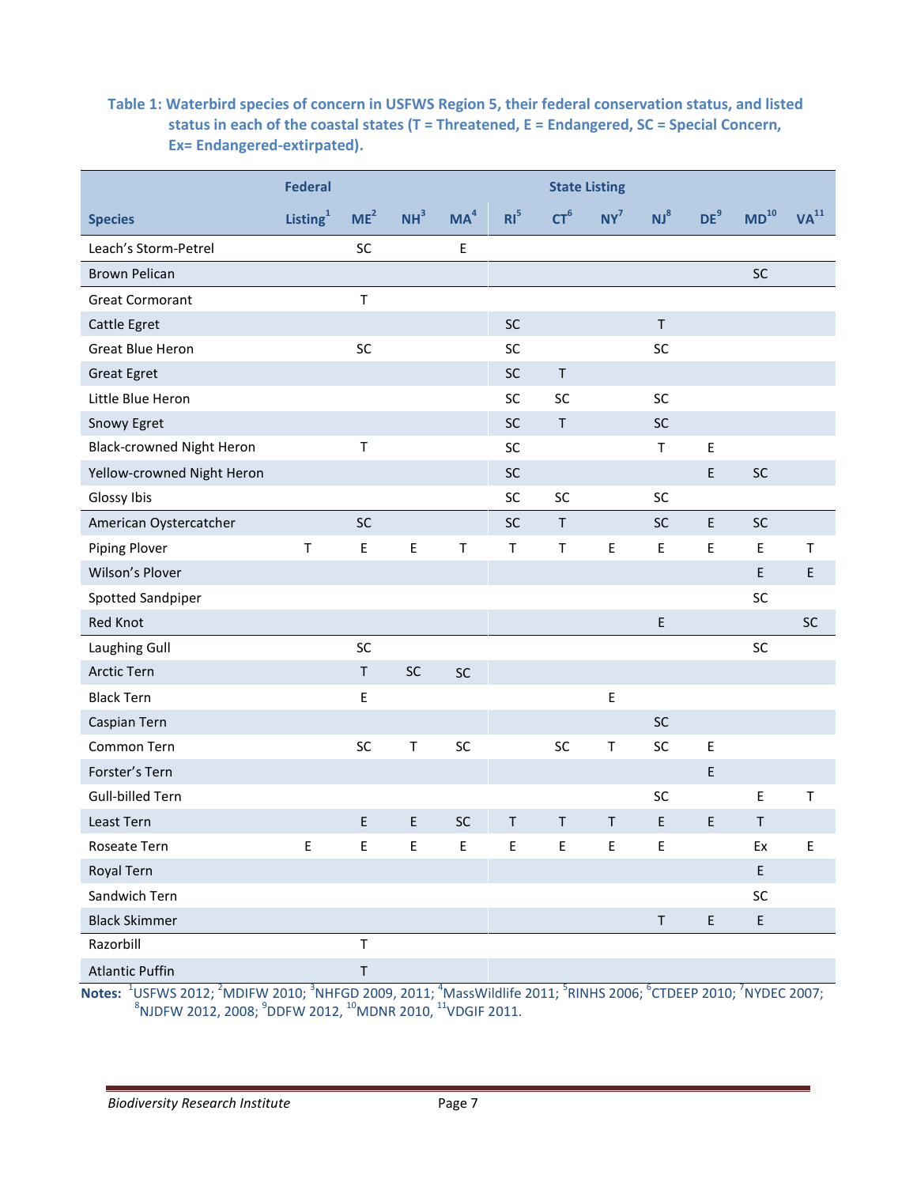**Table 1: Waterbird species of concern in USFWS Region 5, their federal conservation status, and listed status in each of the coastal states (T = Threatened, E = Endangered, SC = Special Concern, Ex= Endangered-extirpated).**

| | Federal | State Listing | | | | | | | | | |
|---|---|---|---|---|---|---|---|---|---|---|---|
| **Species** | **Listing[1]** | **ME[2]** | **NH[3]** | **MA[4]** | **RI[5]** | **CT[6]** | **NY[7]** | **NJ[8]** | **DE[9]** | **MD[10]** | **VA[11]** |
| Leach's Storm-Petrel | | SC | | E | | | | | | | |
| Brown Pelican | | | | | | | | | | SC | |
| Great Cormorant | | T | | | | | | | | | |
| Cattle Egret | | | | | SC | | | T | | | |
| Great Blue Heron | | SC | | | SC | | | SC | | | |
| Great Egret | | | | | SC | T | | | | | |
| Little Blue Heron | | | | | SC | SC | | SC | | | |
| Snowy Egret | | | | | SC | T | | SC | | | |
| Black-crowned Night Heron | | T | | | SC | | | T | E | | |
| Yellow-crowned Night Heron | | | | | SC | | | | E | SC | |
| Glossy Ibis | | | | | SC | SC | | SC | | | |
| American Oystercatcher | | SC | | | SC | T | | SC | E | SC | |
| Piping Plover | T | E | E | T | T | T | E | E | E | E | T |
| Wilson's Plover | | | | | | | | | | E | E |
| Spotted Sandpiper | | | | | | | | | | SC | |
| Red Knot | | | | | | | | E | | | SC |
| Laughing Gull | | SC | | | | | | | | SC | |
| Arctic Tern | | T | SC | SC | | | | | | | |
| Black Tern | | E | | | | | E | | | | |
| Caspian Tern | | | | | | | | SC | | | |
| Common Tern | | SC | T | SC | | SC | T | SC | E | | |
| Forster's Tern | | | | | | | | | E | | |
| Gull-billed Tern | | | | | | | | SC | | E | T |
| Least Tern | | E | E | SC | T | T | T | E | E | T | |
| Roseate Tern | E | E | E | E | E | E | E | E | | Ex | E |
| Royal Tern | | | | | | | | | | E | |
| Sandwich Tern | | | | | | | | | | SC | |
| Black Skimmer | | | | | | | | T | E | E | |
| Razorbill | | T | | | | | | | | | |
| Atlantic Puffin | | T | | | | | | | | | |

**Notes:** [1]USFWS 2012; [2]MDIFW 2010; [3]NHFGD 2009, 2011; [4]MassWildlife 2011; [5]RINHS 2006; [6]CTDEEP 2010; [7]NYDEC 2007; [8]NJDFW 2012, 2008; [9]DDFW 2012, [10]MDNR 2010, [11]VDGIF 2011.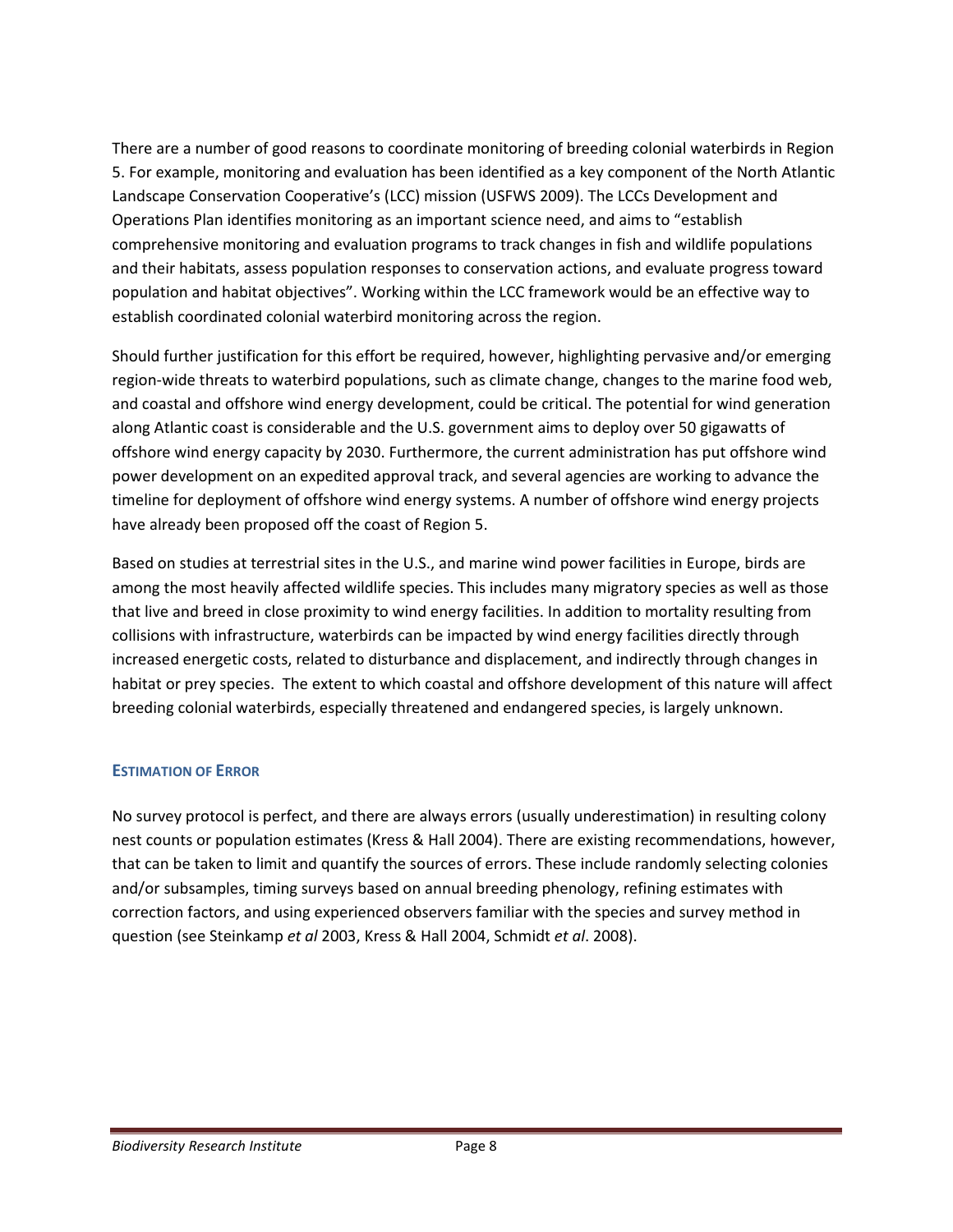There are a number of good reasons to coordinate monitoring of breeding colonial waterbirds in Region 5. For example, monitoring and evaluation has been identified as a key component of the North Atlantic Landscape Conservation Cooperative's (LCC) mission (USFWS 2009). The LCCs Development and Operations Plan identifies monitoring as an important science need, and aims to "establish comprehensive monitoring and evaluation programs to track changes in fish and wildlife populations and their habitats, assess population responses to conservation actions, and evaluate progress toward population and habitat objectives". Working within the LCC framework would be an effective way to establish coordinated colonial waterbird monitoring across the region.

Should further justification for this effort be required, however, highlighting pervasive and/or emerging region-wide threats to waterbird populations, such as climate change, changes to the marine food web, and coastal and offshore wind energy development, could be critical. The potential for wind generation along Atlantic coast is considerable and the U.S. government aims to deploy over 50 gigawatts of offshore wind energy capacity by 2030. Furthermore, the current administration has put offshore wind power development on an expedited approval track, and several agencies are working to advance the timeline for deployment of offshore wind energy systems. A number of offshore wind energy projects have already been proposed off the coast of Region 5.

Based on studies at terrestrial sites in the U.S., and marine wind power facilities in Europe, birds are among the most heavily affected wildlife species. This includes many migratory species as well as those that live and breed in close proximity to wind energy facilities. In addition to mortality resulting from collisions with infrastructure, waterbirds can be impacted by wind energy facilities directly through increased energetic costs, related to disturbance and displacement, and indirectly through changes in habitat or prey species. The extent to which coastal and offshore development of this nature will affect breeding colonial waterbirds, especially threatened and endangered species, is largely unknown.

### Estimation of Error

No survey protocol is perfect, and there are always errors (usually underestimation) in resulting colony nest counts or population estimates (Kress & Hall 2004). There are existing recommendations, however, that can be taken to limit and quantify the sources of errors. These include randomly selecting colonies and/or subsamples, timing surveys based on annual breeding phenology, refining estimates with correction factors, and using experienced observers familiar with the species and survey method in question (see Steinkamp *et al* 2003, Kress & Hall 2004, Schmidt *et al*. 2008).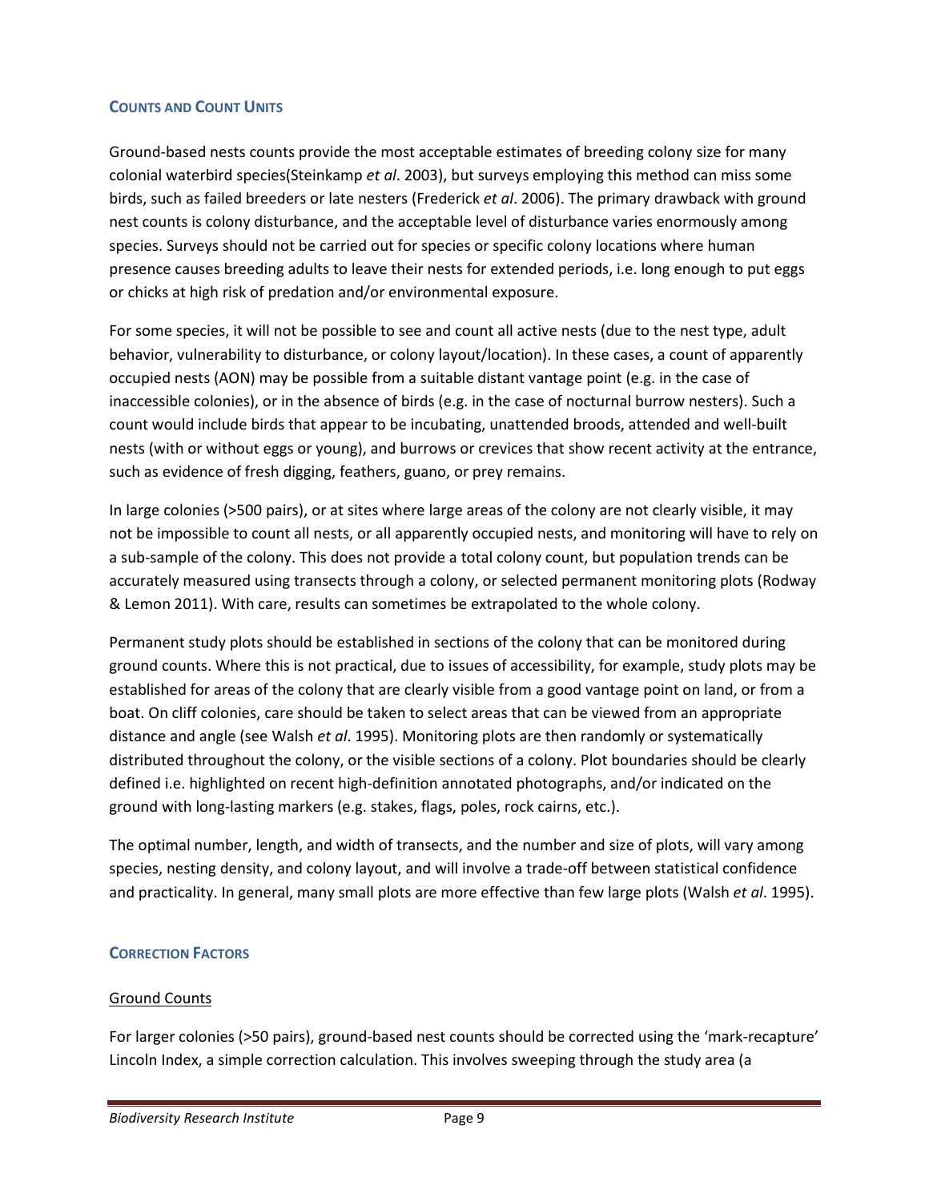## Counts and Count Units

Ground-based nests counts provide the most acceptable estimates of breeding colony size for many colonial waterbird species(Steinkamp *et al*. 2003), but surveys employing this method can miss some birds, such as failed breeders or late nesters (Frederick *et al*. 2006). The primary drawback with ground nest counts is colony disturbance, and the acceptable level of disturbance varies enormously among species. Surveys should not be carried out for species or specific colony locations where human presence causes breeding adults to leave their nests for extended periods, i.e. long enough to put eggs or chicks at high risk of predation and/or environmental exposure.

For some species, it will not be possible to see and count all active nests (due to the nest type, adult behavior, vulnerability to disturbance, or colony layout/location). In these cases, a count of apparently occupied nests (AON) may be possible from a suitable distant vantage point (e.g. in the case of inaccessible colonies), or in the absence of birds (e.g. in the case of nocturnal burrow nesters). Such a count would include birds that appear to be incubating, unattended broods, attended and well-built nests (with or without eggs or young), and burrows or crevices that show recent activity at the entrance, such as evidence of fresh digging, feathers, guano, or prey remains.

In large colonies (>500 pairs), or at sites where large areas of the colony are not clearly visible, it may not be impossible to count all nests, or all apparently occupied nests, and monitoring will have to rely on a sub-sample of the colony. This does not provide a total colony count, but population trends can be accurately measured using transects through a colony, or selected permanent monitoring plots (Rodway & Lemon 2011). With care, results can sometimes be extrapolated to the whole colony.

Permanent study plots should be established in sections of the colony that can be monitored during ground counts. Where this is not practical, due to issues of accessibility, for example, study plots may be established for areas of the colony that are clearly visible from a good vantage point on land, or from a boat. On cliff colonies, care should be taken to select areas that can be viewed from an appropriate distance and angle (see Walsh *et al*. 1995). Monitoring plots are then randomly or systematically distributed throughout the colony, or the visible sections of a colony. Plot boundaries should be clearly defined i.e. highlighted on recent high-definition annotated photographs, and/or indicated on the ground with long-lasting markers (e.g. stakes, flags, poles, rock cairns, etc.).

The optimal number, length, and width of transects, and the number and size of plots, will vary among species, nesting density, and colony layout, and will involve a trade-off between statistical confidence and practicality. In general, many small plots are more effective than few large plots (Walsh *et al*. 1995).

## Correction Factors

### Ground Counts

For larger colonies (>50 pairs), ground-based nest counts should be corrected using the 'mark-recapture' Lincoln Index, a simple correction calculation. This involves sweeping through the study area (a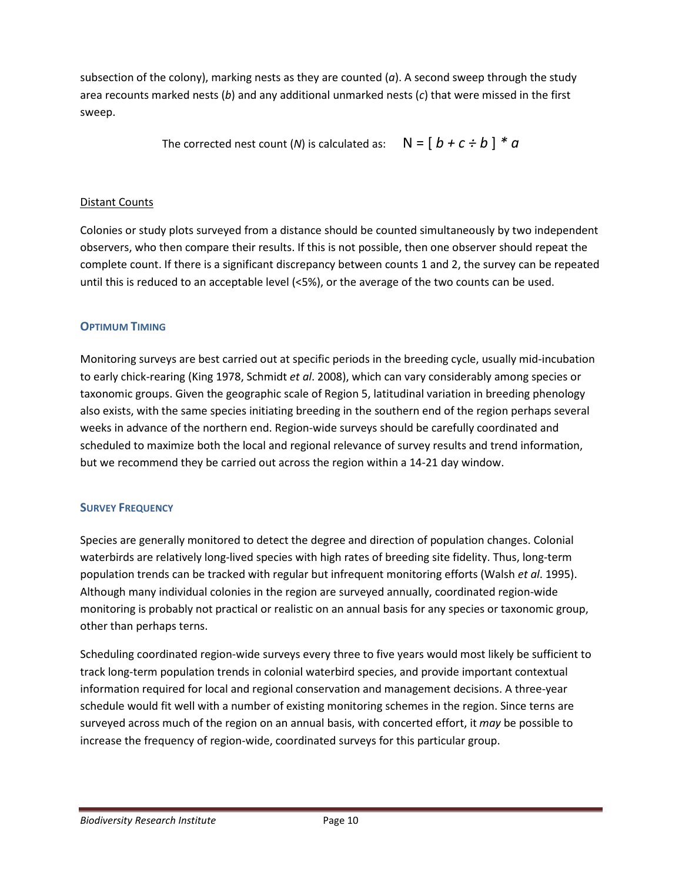subsection of the colony), marking nests as they are counted (*a*). A second sweep through the study area recounts marked nests (*b*) and any additional unmarked nests (*c*) that were missed in the first sweep.

The corrected nest count (*N*) is calculated as: $N = [\, b + c \div b \,] * a$

<u>Distant Counts</u>

Colonies or study plots surveyed from a distance should be counted simultaneously by two independent observers, who then compare their results. If this is not possible, then one observer should repeat the complete count. If there is a significant discrepancy between counts 1 and 2, the survey can be repeated until this is reduced to an acceptable level (<5%), or the average of the two counts can be used.

### Optimum Timing

Monitoring surveys are best carried out at specific periods in the breeding cycle, usually mid-incubation to early chick-rearing (King 1978, Schmidt *et al*. 2008), which can vary considerably among species or taxonomic groups. Given the geographic scale of Region 5, latitudinal variation in breeding phenology also exists, with the same species initiating breeding in the southern end of the region perhaps several weeks in advance of the northern end. Region-wide surveys should be carefully coordinated and scheduled to maximize both the local and regional relevance of survey results and trend information, but we recommend they be carried out across the region within a 14-21 day window.

### Survey Frequency

Species are generally monitored to detect the degree and direction of population changes. Colonial waterbirds are relatively long-lived species with high rates of breeding site fidelity. Thus, long-term population trends can be tracked with regular but infrequent monitoring efforts (Walsh *et al*. 1995). Although many individual colonies in the region are surveyed annually, coordinated region-wide monitoring is probably not practical or realistic on an annual basis for any species or taxonomic group, other than perhaps terns.

Scheduling coordinated region-wide surveys every three to five years would most likely be sufficient to track long-term population trends in colonial waterbird species, and provide important contextual information required for local and regional conservation and management decisions. A three-year schedule would fit well with a number of existing monitoring schemes in the region. Since terns are surveyed across much of the region on an annual basis, with concerted effort, it *may* be possible to increase the frequency of region-wide, coordinated surveys for this particular group.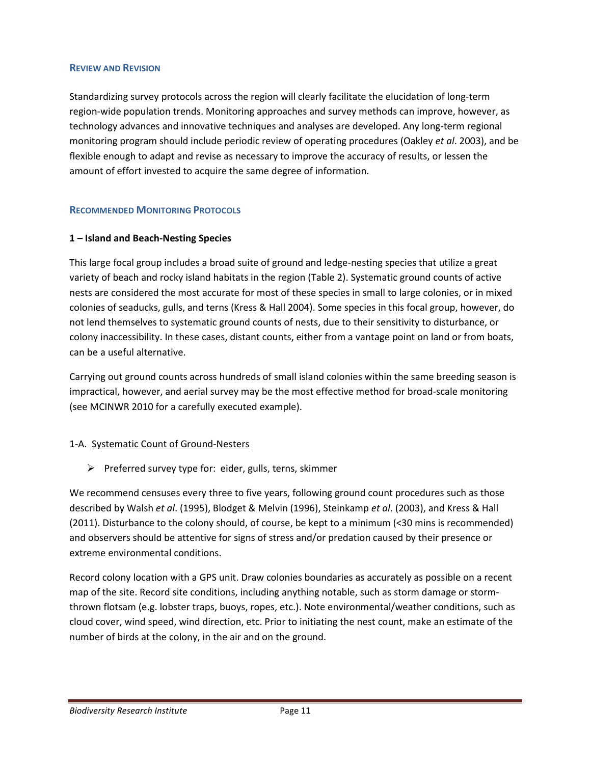## Review and Revision

Standardizing survey protocols across the region will clearly facilitate the elucidation of long-term region-wide population trends. Monitoring approaches and survey methods can improve, however, as technology advances and innovative techniques and analyses are developed. Any long-term regional monitoring program should include periodic review of operating procedures (Oakley *et al*. 2003), and be flexible enough to adapt and revise as necessary to improve the accuracy of results, or lessen the amount of effort invested to acquire the same degree of information.

## Recommended Monitoring Protocols

### 1 – Island and Beach-Nesting Species

This large focal group includes a broad suite of ground and ledge-nesting species that utilize a great variety of beach and rocky island habitats in the region (Table 2). Systematic ground counts of active nests are considered the most accurate for most of these species in small to large colonies, or in mixed colonies of seaducks, gulls, and terns (Kress & Hall 2004). Some species in this focal group, however, do not lend themselves to systematic ground counts of nests, due to their sensitivity to disturbance, or colony inaccessibility. In these cases, distant counts, either from a vantage point on land or from boats, can be a useful alternative.

Carrying out ground counts across hundreds of small island colonies within the same breeding season is impractical, however, and aerial survey may be the most effective method for broad-scale monitoring (see MCINWR 2010 for a carefully executed example).

1-A. <u>Systematic Count of Ground-Nesters</u>

- Preferred survey type for: eider, gulls, terns, skimmer

We recommend censuses every three to five years, following ground count procedures such as those described by Walsh *et al*. (1995), Blodget & Melvin (1996), Steinkamp *et al*. (2003), and Kress & Hall (2011). Disturbance to the colony should, of course, be kept to a minimum (<30 mins is recommended) and observers should be attentive for signs of stress and/or predation caused by their presence or extreme environmental conditions.

Record colony location with a GPS unit. Draw colonies boundaries as accurately as possible on a recent map of the site. Record site conditions, including anything notable, such as storm damage or storm-thrown flotsam (e.g. lobster traps, buoys, ropes, etc.). Note environmental/weather conditions, such as cloud cover, wind speed, wind direction, etc. Prior to initiating the nest count, make an estimate of the number of birds at the colony, in the air and on the ground.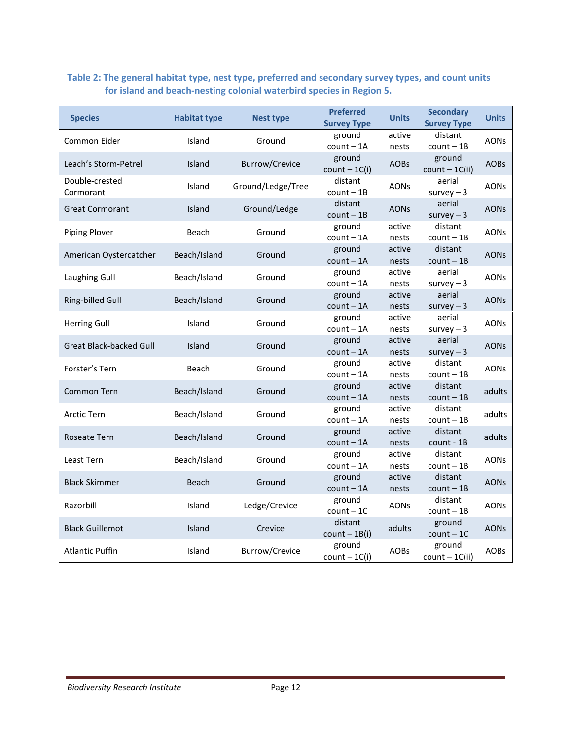**Table 2: The general habitat type, nest type, preferred and secondary survey types, and count units for island and beach-nesting colonial waterbird species in Region 5.**

| Species | Habitat type | Nest type | Preferred Survey Type | Units | Secondary Survey Type | Units |
|---|---|---|---|---|---|---|
| Common Eider | Island | Ground | ground count – 1A | active nests | distant count – 1B | AONs |
| Leach's Storm-Petrel | Island | Burrow/Crevice | ground count – 1C(i) | AOBs | ground count – 1C(ii) | AOBs |
| Double-crested Cormorant | Island | Ground/Ledge/Tree | distant count – 1B | AONs | aerial survey – 3 | AONs |
| Great Cormorant | Island | Ground/Ledge | distant count – 1B | AONs | aerial survey – 3 | AONs |
| Piping Plover | Beach | Ground | ground count – 1A | active nests | distant count – 1B | AONs |
| American Oystercatcher | Beach/Island | Ground | ground count – 1A | active nests | distant count – 1B | AONs |
| Laughing Gull | Beach/Island | Ground | ground count – 1A | active nests | aerial survey – 3 | AONs |
| Ring-billed Gull | Beach/Island | Ground | ground count – 1A | active nests | aerial survey – 3 | AONs |
| Herring Gull | Island | Ground | ground count – 1A | active nests | aerial survey – 3 | AONs |
| Great Black-backed Gull | Island | Ground | ground count – 1A | active nests | aerial survey – 3 | AONs |
| Forster's Tern | Beach | Ground | ground count – 1A | active nests | distant count – 1B | AONs |
| Common Tern | Beach/Island | Ground | ground count – 1A | active nests | distant count – 1B | adults |
| Arctic Tern | Beach/Island | Ground | ground count – 1A | active nests | distant count – 1B | adults |
| Roseate Tern | Beach/Island | Ground | ground count – 1A | active nests | distant count - 1B | adults |
| Least Tern | Beach/Island | Ground | ground count – 1A | active nests | distant count – 1B | AONs |
| Black Skimmer | Beach | Ground | ground count – 1A | active nests | distant count – 1B | AONs |
| Razorbill | Island | Ledge/Crevice | ground count – 1C | AONs | distant count – 1B | AONs |
| Black Guillemot | Island | Crevice | distant count – 1B(i) | adults | ground count – 1C | AONs |
| Atlantic Puffin | Island | Burrow/Crevice | ground count – 1C(i) | AOBs | ground count – 1C(ii) | AOBs |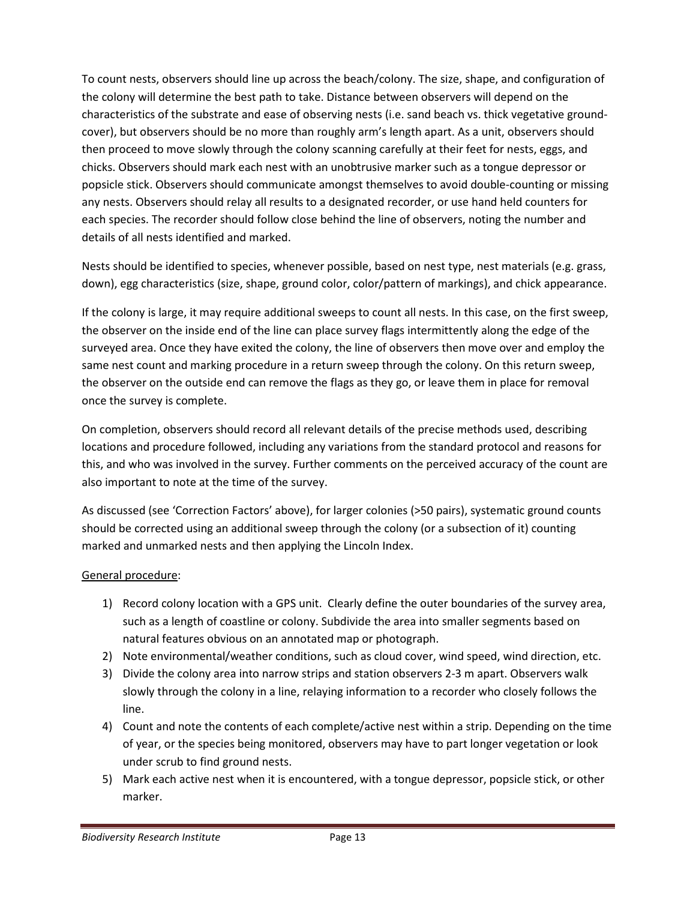To count nests, observers should line up across the beach/colony. The size, shape, and configuration of the colony will determine the best path to take. Distance between observers will depend on the characteristics of the substrate and ease of observing nests (i.e. sand beach vs. thick vegetative ground-cover), but observers should be no more than roughly arm's length apart. As a unit, observers should then proceed to move slowly through the colony scanning carefully at their feet for nests, eggs, and chicks. Observers should mark each nest with an unobtrusive marker such as a tongue depressor or popsicle stick. Observers should communicate amongst themselves to avoid double-counting or missing any nests. Observers should relay all results to a designated recorder, or use hand held counters for each species. The recorder should follow close behind the line of observers, noting the number and details of all nests identified and marked.

Nests should be identified to species, whenever possible, based on nest type, nest materials (e.g. grass, down), egg characteristics (size, shape, ground color, color/pattern of markings), and chick appearance.

If the colony is large, it may require additional sweeps to count all nests. In this case, on the first sweep, the observer on the inside end of the line can place survey flags intermittently along the edge of the surveyed area. Once they have exited the colony, the line of observers then move over and employ the same nest count and marking procedure in a return sweep through the colony. On this return sweep, the observer on the outside end can remove the flags as they go, or leave them in place for removal once the survey is complete.

On completion, observers should record all relevant details of the precise methods used, describing locations and procedure followed, including any variations from the standard protocol and reasons for this, and who was involved in the survey. Further comments on the perceived accuracy of the count are also important to note at the time of the survey.

As discussed (see 'Correction Factors' above), for larger colonies (>50 pairs), systematic ground counts should be corrected using an additional sweep through the colony (or a subsection of it) counting marked and unmarked nests and then applying the Lincoln Index.

<u>General procedure</u>:

1) Record colony location with a GPS unit. Clearly define the outer boundaries of the survey area, such as a length of coastline or colony. Subdivide the area into smaller segments based on natural features obvious on an annotated map or photograph.
2) Note environmental/weather conditions, such as cloud cover, wind speed, wind direction, etc.
3) Divide the colony area into narrow strips and station observers 2-3 m apart. Observers walk slowly through the colony in a line, relaying information to a recorder who closely follows the line.
4) Count and note the contents of each complete/active nest within a strip. Depending on the time of year, or the species being monitored, observers may have to part longer vegetation or look under scrub to find ground nests.
5) Mark each active nest when it is encountered, with a tongue depressor, popsicle stick, or other marker.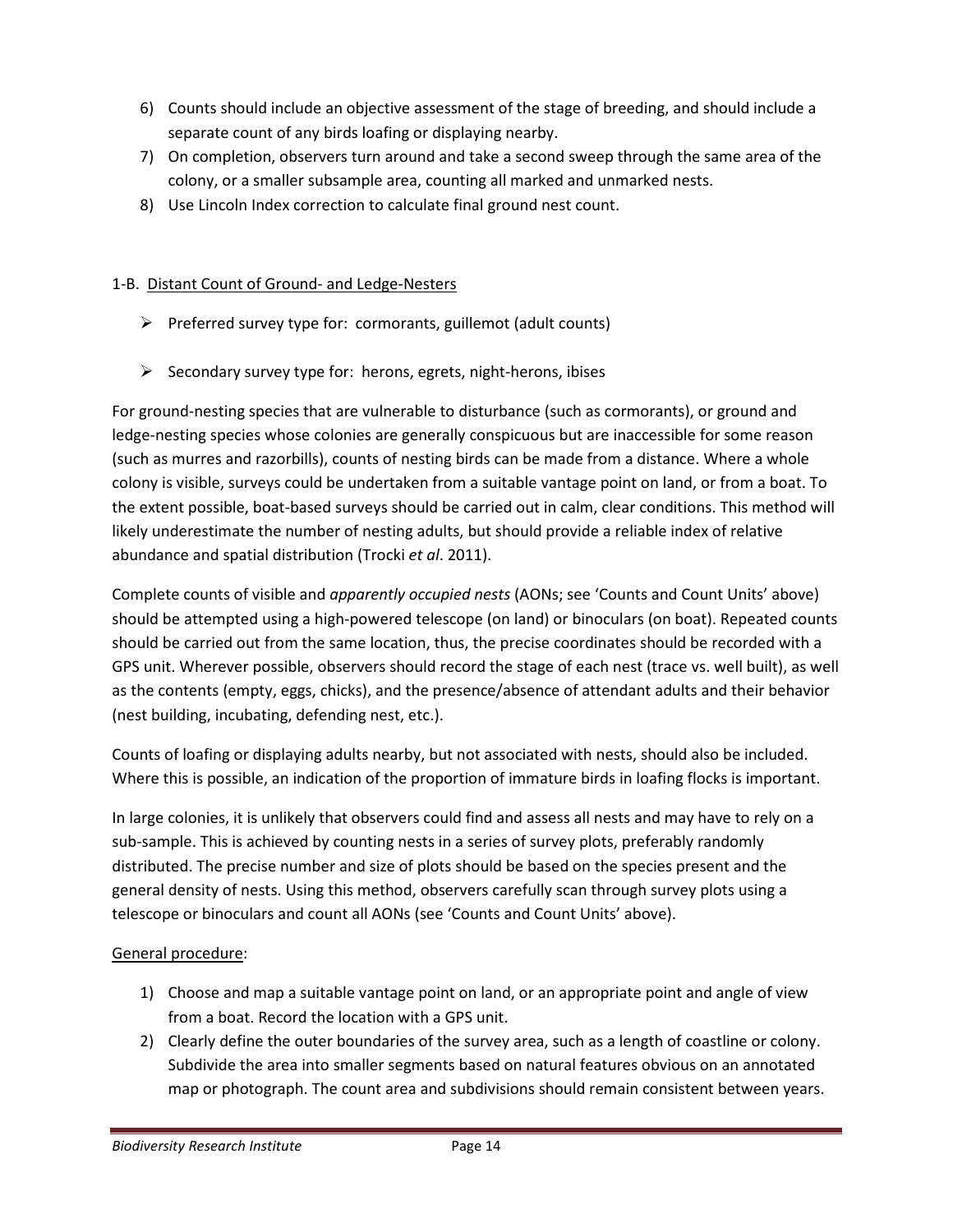6) Counts should include an objective assessment of the stage of breeding, and should include a separate count of any birds loafing or displaying nearby.
7) On completion, observers turn around and take a second sweep through the same area of the colony, or a smaller subsample area, counting all marked and unmarked nests.
8) Use Lincoln Index correction to calculate final ground nest count.

1-B. <u>Distant Count of Ground- and Ledge-Nesters</u>

- Preferred survey type for: cormorants, guillemot (adult counts)
- Secondary survey type for: herons, egrets, night-herons, ibises

For ground-nesting species that are vulnerable to disturbance (such as cormorants), or ground and ledge-nesting species whose colonies are generally conspicuous but are inaccessible for some reason (such as murres and razorbills), counts of nesting birds can be made from a distance. Where a whole colony is visible, surveys could be undertaken from a suitable vantage point on land, or from a boat. To the extent possible, boat-based surveys should be carried out in calm, clear conditions. This method will likely underestimate the number of nesting adults, but should provide a reliable index of relative abundance and spatial distribution (Trocki *et al*. 2011).

Complete counts of visible and *apparently occupied nests* (AONs; see 'Counts and Count Units' above) should be attempted using a high-powered telescope (on land) or binoculars (on boat). Repeated counts should be carried out from the same location, thus, the precise coordinates should be recorded with a GPS unit. Wherever possible, observers should record the stage of each nest (trace vs. well built), as well as the contents (empty, eggs, chicks), and the presence/absence of attendant adults and their behavior (nest building, incubating, defending nest, etc.).

Counts of loafing or displaying adults nearby, but not associated with nests, should also be included. Where this is possible, an indication of the proportion of immature birds in loafing flocks is important.

In large colonies, it is unlikely that observers could find and assess all nests and may have to rely on a sub-sample. This is achieved by counting nests in a series of survey plots, preferably randomly distributed. The precise number and size of plots should be based on the species present and the general density of nests. Using this method, observers carefully scan through survey plots using a telescope or binoculars and count all AONs (see 'Counts and Count Units' above).

<u>General procedure</u>:

1) Choose and map a suitable vantage point on land, or an appropriate point and angle of view from a boat. Record the location with a GPS unit.
2) Clearly define the outer boundaries of the survey area, such as a length of coastline or colony. Subdivide the area into smaller segments based on natural features obvious on an annotated map or photograph. The count area and subdivisions should remain consistent between years.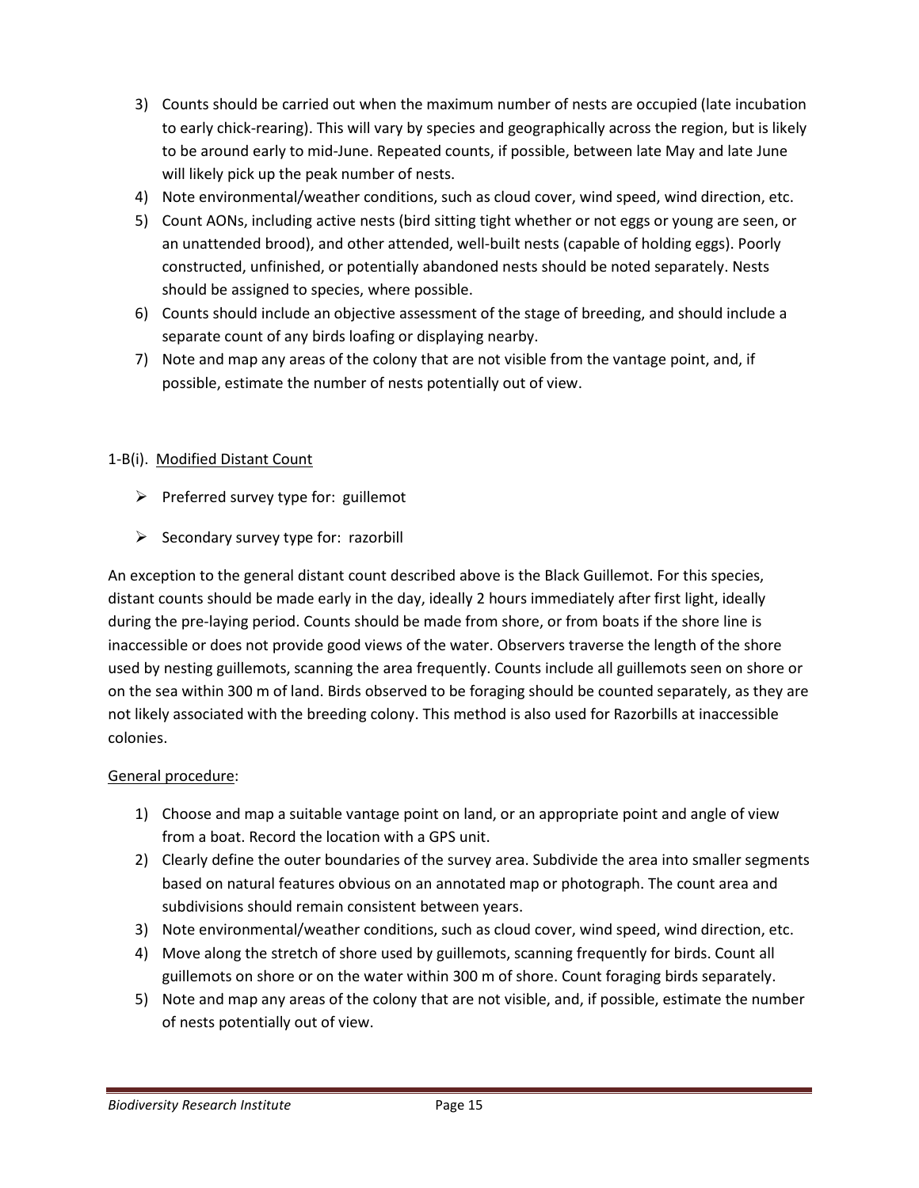3) Counts should be carried out when the maximum number of nests are occupied (late incubation to early chick-rearing). This will vary by species and geographically across the region, but is likely to be around early to mid-June. Repeated counts, if possible, between late May and late June will likely pick up the peak number of nests.
4) Note environmental/weather conditions, such as cloud cover, wind speed, wind direction, etc.
5) Count AONs, including active nests (bird sitting tight whether or not eggs or young are seen, or an unattended brood), and other attended, well-built nests (capable of holding eggs). Poorly constructed, unfinished, or potentially abandoned nests should be noted separately. Nests should be assigned to species, where possible.
6) Counts should include an objective assessment of the stage of breeding, and should include a separate count of any birds loafing or displaying nearby.
7) Note and map any areas of the colony that are not visible from the vantage point, and, if possible, estimate the number of nests potentially out of view.

1-B(i). Modified Distant Count

- Preferred survey type for: guillemot
- Secondary survey type for: razorbill

An exception to the general distant count described above is the Black Guillemot. For this species, distant counts should be made early in the day, ideally 2 hours immediately after first light, ideally during the pre-laying period. Counts should be made from shore, or from boats if the shore line is inaccessible or does not provide good views of the water. Observers traverse the length of the shore used by nesting guillemots, scanning the area frequently. Counts include all guillemots seen on shore or on the sea within 300 m of land. Birds observed to be foraging should be counted separately, as they are not likely associated with the breeding colony. This method is also used for Razorbills at inaccessible colonies.

General procedure:

1) Choose and map a suitable vantage point on land, or an appropriate point and angle of view from a boat. Record the location with a GPS unit.
2) Clearly define the outer boundaries of the survey area. Subdivide the area into smaller segments based on natural features obvious on an annotated map or photograph. The count area and subdivisions should remain consistent between years.
3) Note environmental/weather conditions, such as cloud cover, wind speed, wind direction, etc.
4) Move along the stretch of shore used by guillemots, scanning frequently for birds. Count all guillemots on shore or on the water within 300 m of shore. Count foraging birds separately.
5) Note and map any areas of the colony that are not visible, and, if possible, estimate the number of nests potentially out of view.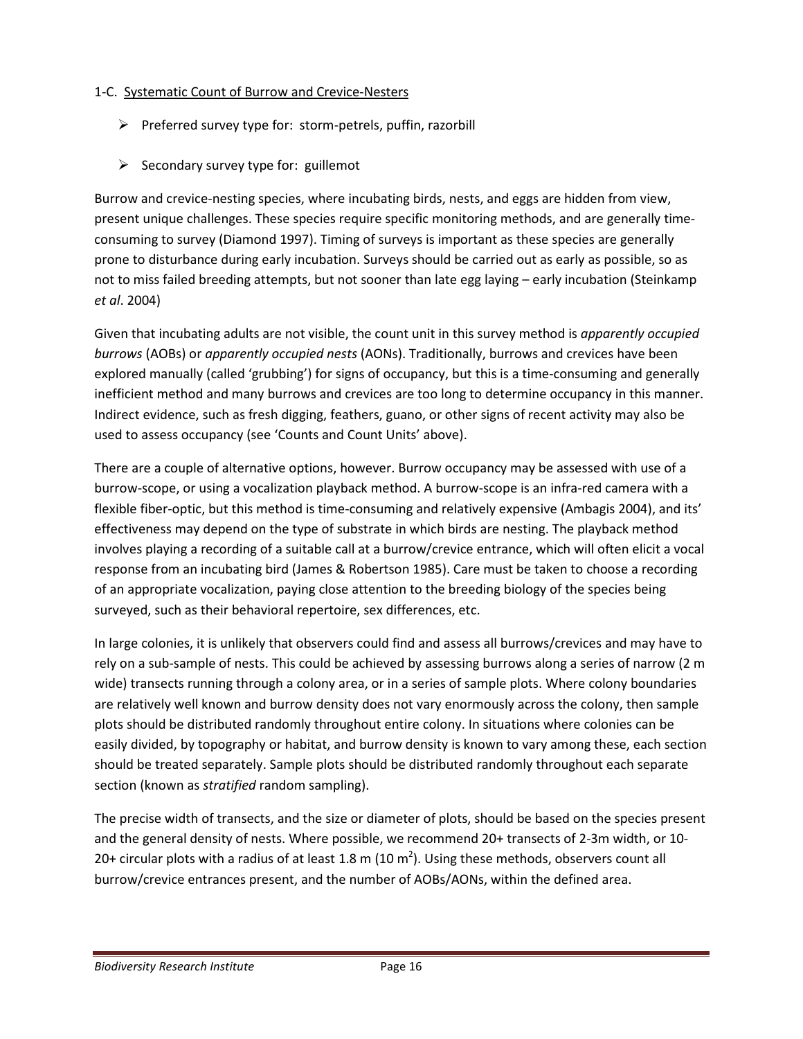1-C. Systematic Count of Burrow and Crevice-Nesters

- Preferred survey type for: storm-petrels, puffin, razorbill
- Secondary survey type for: guillemot

Burrow and crevice-nesting species, where incubating birds, nests, and eggs are hidden from view, present unique challenges. These species require specific monitoring methods, and are generally time-consuming to survey (Diamond 1997). Timing of surveys is important as these species are generally prone to disturbance during early incubation. Surveys should be carried out as early as possible, so as not to miss failed breeding attempts, but not sooner than late egg laying – early incubation (Steinkamp *et al*. 2004)

Given that incubating adults are not visible, the count unit in this survey method is *apparently occupied burrows* (AOBs) or *apparently occupied nests* (AONs). Traditionally, burrows and crevices have been explored manually (called 'grubbing') for signs of occupancy, but this is a time-consuming and generally inefficient method and many burrows and crevices are too long to determine occupancy in this manner. Indirect evidence, such as fresh digging, feathers, guano, or other signs of recent activity may also be used to assess occupancy (see 'Counts and Count Units' above).

There are a couple of alternative options, however. Burrow occupancy may be assessed with use of a burrow-scope, or using a vocalization playback method. A burrow-scope is an infra-red camera with a flexible fiber-optic, but this method is time-consuming and relatively expensive (Ambagis 2004), and its' effectiveness may depend on the type of substrate in which birds are nesting. The playback method involves playing a recording of a suitable call at a burrow/crevice entrance, which will often elicit a vocal response from an incubating bird (James & Robertson 1985). Care must be taken to choose a recording of an appropriate vocalization, paying close attention to the breeding biology of the species being surveyed, such as their behavioral repertoire, sex differences, etc.

In large colonies, it is unlikely that observers could find and assess all burrows/crevices and may have to rely on a sub-sample of nests. This could be achieved by assessing burrows along a series of narrow (2 m wide) transects running through a colony area, or in a series of sample plots. Where colony boundaries are relatively well known and burrow density does not vary enormously across the colony, then sample plots should be distributed randomly throughout entire colony. In situations where colonies can be easily divided, by topography or habitat, and burrow density is known to vary among these, each section should be treated separately. Sample plots should be distributed randomly throughout each separate section (known as *stratified* random sampling).

The precise width of transects, and the size or diameter of plots, should be based on the species present and the general density of nests. Where possible, we recommend 20+ transects of 2-3m width, or 10-20+ circular plots with a radius of at least 1.8 m (10 $m^2$). Using these methods, observers count all burrow/crevice entrances present, and the number of AOBs/AONs, within the defined area.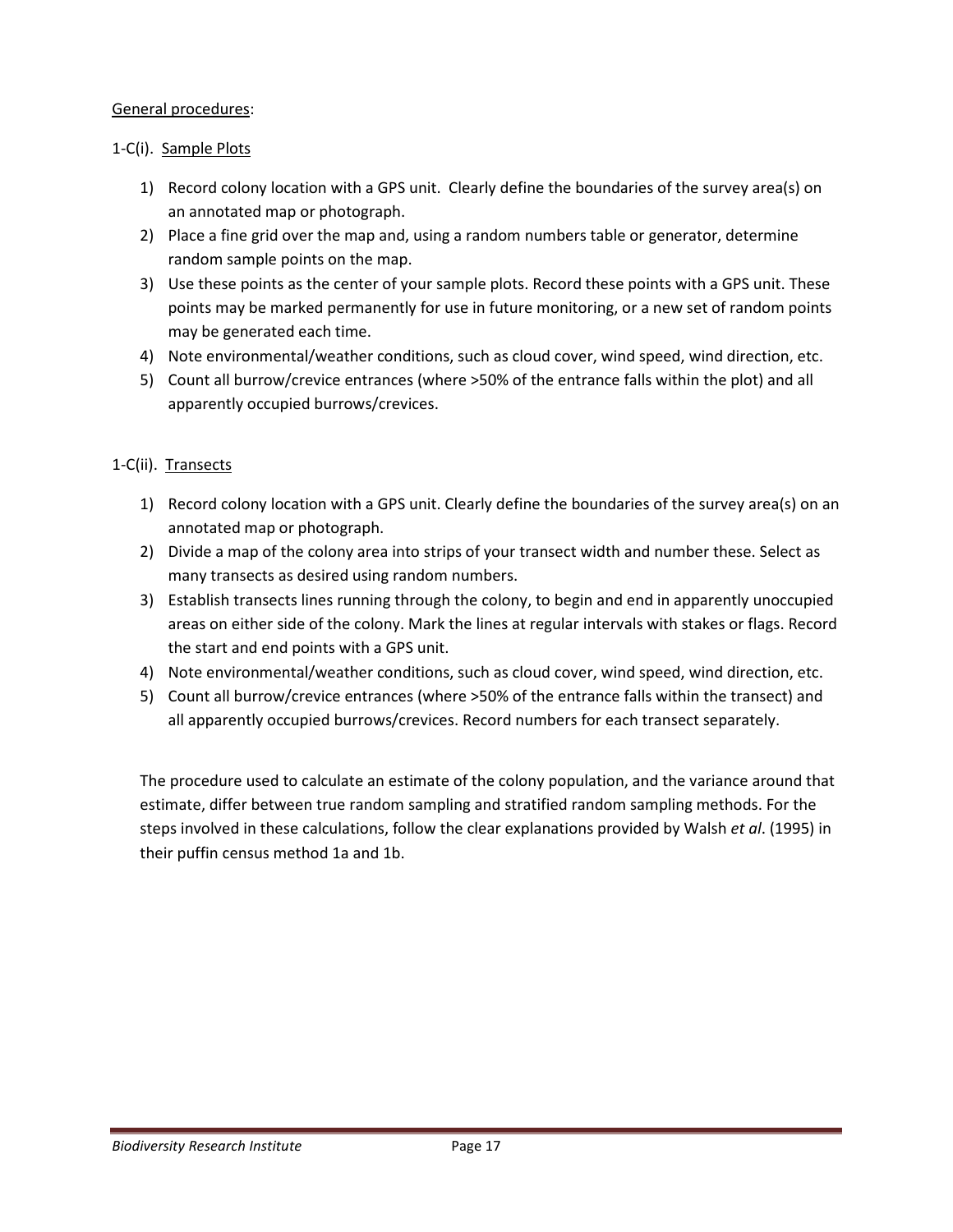General procedures:

1-C(i). Sample Plots

1) Record colony location with a GPS unit. Clearly define the boundaries of the survey area(s) on an annotated map or photograph.
2) Place a fine grid over the map and, using a random numbers table or generator, determine random sample points on the map.
3) Use these points as the center of your sample plots. Record these points with a GPS unit. These points may be marked permanently for use in future monitoring, or a new set of random points may be generated each time.
4) Note environmental/weather conditions, such as cloud cover, wind speed, wind direction, etc.
5) Count all burrow/crevice entrances (where >50% of the entrance falls within the plot) and all apparently occupied burrows/crevices.

1-C(ii). Transects

1) Record colony location with a GPS unit. Clearly define the boundaries of the survey area(s) on an annotated map or photograph.
2) Divide a map of the colony area into strips of your transect width and number these. Select as many transects as desired using random numbers.
3) Establish transects lines running through the colony, to begin and end in apparently unoccupied areas on either side of the colony. Mark the lines at regular intervals with stakes or flags. Record the start and end points with a GPS unit.
4) Note environmental/weather conditions, such as cloud cover, wind speed, wind direction, etc.
5) Count all burrow/crevice entrances (where >50% of the entrance falls within the transect) and all apparently occupied burrows/crevices. Record numbers for each transect separately.

The procedure used to calculate an estimate of the colony population, and the variance around that estimate, differ between true random sampling and stratified random sampling methods. For the steps involved in these calculations, follow the clear explanations provided by Walsh *et al*. (1995) in their puffin census method 1a and 1b.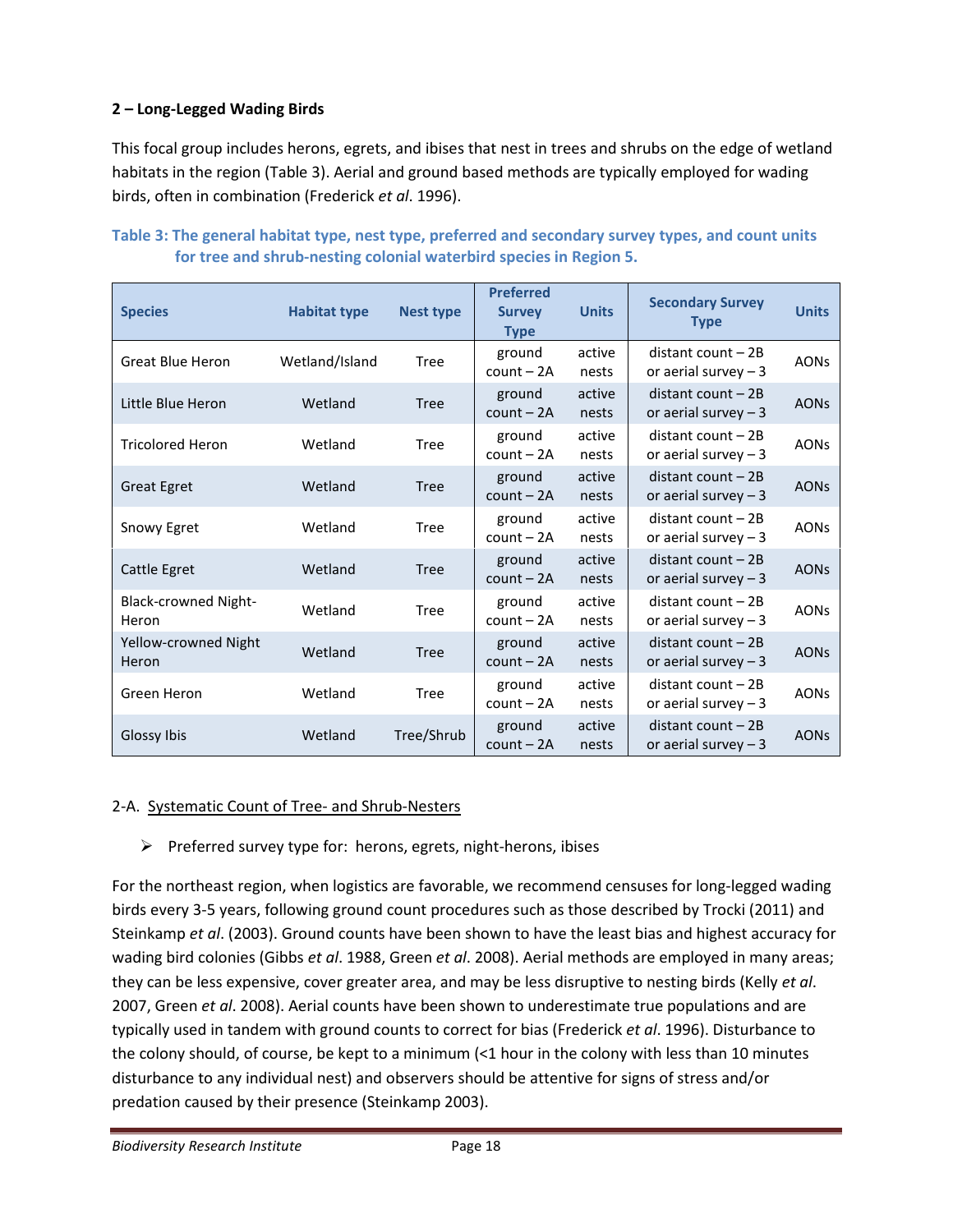## 2 – Long-Legged Wading Birds

This focal group includes herons, egrets, and ibises that nest in trees and shrubs on the edge of wetland habitats in the region (Table 3). Aerial and ground based methods are typically employed for wading birds, often in combination (Frederick *et al*. 1996).

**Table 3: The general habitat type, nest type, preferred and secondary survey types, and count units for tree and shrub-nesting colonial waterbird species in Region 5.**

| Species | Habitat type | Nest type | Preferred Survey Type | Units | Secondary Survey Type | Units |
|---|---|---|---|---|---|---|
| Great Blue Heron | Wetland/Island | Tree | ground count – 2A | active nests | distant count – 2B or aerial survey – 3 | AONs |
| Little Blue Heron | Wetland | Tree | ground count – 2A | active nests | distant count – 2B or aerial survey – 3 | AONs |
| Tricolored Heron | Wetland | Tree | ground count – 2A | active nests | distant count – 2B or aerial survey – 3 | AONs |
| Great Egret | Wetland | Tree | ground count – 2A | active nests | distant count – 2B or aerial survey – 3 | AONs |
| Snowy Egret | Wetland | Tree | ground count – 2A | active nests | distant count – 2B or aerial survey – 3 | AONs |
| Cattle Egret | Wetland | Tree | ground count – 2A | active nests | distant count – 2B or aerial survey – 3 | AONs |
| Black-crowned Night-Heron | Wetland | Tree | ground count – 2A | active nests | distant count – 2B or aerial survey – 3 | AONs |
| Yellow-crowned Night Heron | Wetland | Tree | ground count – 2A | active nests | distant count – 2B or aerial survey – 3 | AONs |
| Green Heron | Wetland | Tree | ground count – 2A | active nests | distant count – 2B or aerial survey – 3 | AONs |
| Glossy Ibis | Wetland | Tree/Shrub | ground count – 2A | active nests | distant count – 2B or aerial survey – 3 | AONs |

2-A. Systematic Count of Tree- and Shrub-Nesters

- Preferred survey type for: herons, egrets, night-herons, ibises

For the northeast region, when logistics are favorable, we recommend censuses for long-legged wading birds every 3-5 years, following ground count procedures such as those described by Trocki (2011) and Steinkamp *et al*. (2003). Ground counts have been shown to have the least bias and highest accuracy for wading bird colonies (Gibbs *et al*. 1988, Green *et al*. 2008). Aerial methods are employed in many areas; they can be less expensive, cover greater area, and may be less disruptive to nesting birds (Kelly *et al*. 2007, Green *et al*. 2008). Aerial counts have been shown to underestimate true populations and are typically used in tandem with ground counts to correct for bias (Frederick *et al*. 1996). Disturbance to the colony should, of course, be kept to a minimum (<1 hour in the colony with less than 10 minutes disturbance to any individual nest) and observers should be attentive for signs of stress and/or predation caused by their presence (Steinkamp 2003).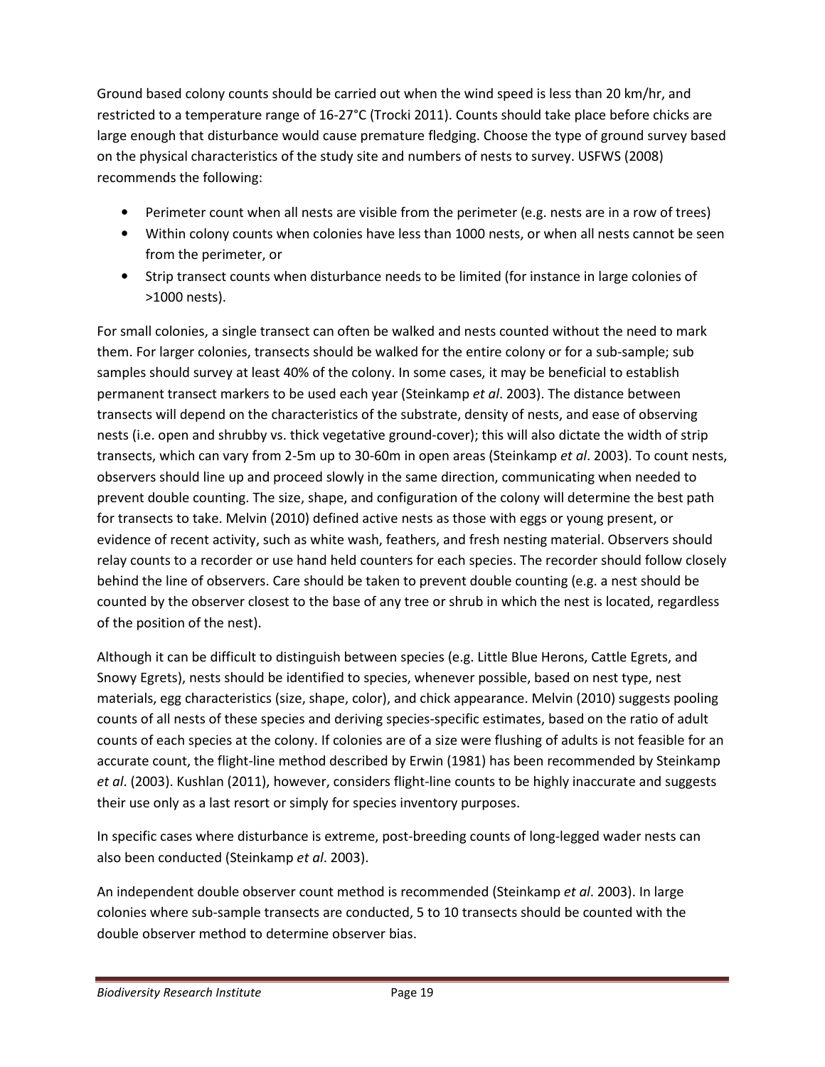Ground based colony counts should be carried out when the wind speed is less than 20 km/hr, and restricted to a temperature range of 16-27°C (Trocki 2011). Counts should take place before chicks are large enough that disturbance would cause premature fledging. Choose the type of ground survey based on the physical characteristics of the study site and numbers of nests to survey. USFWS (2008) recommends the following:

- Perimeter count when all nests are visible from the perimeter (e.g. nests are in a row of trees)
- Within colony counts when colonies have less than 1000 nests, or when all nests cannot be seen from the perimeter, or
- Strip transect counts when disturbance needs to be limited (for instance in large colonies of >1000 nests).

For small colonies, a single transect can often be walked and nests counted without the need to mark them. For larger colonies, transects should be walked for the entire colony or for a sub-sample; sub samples should survey at least 40% of the colony. In some cases, it may be beneficial to establish permanent transect markers to be used each year (Steinkamp *et al*. 2003). The distance between transects will depend on the characteristics of the substrate, density of nests, and ease of observing nests (i.e. open and shrubby vs. thick vegetative ground-cover); this will also dictate the width of strip transects, which can vary from 2-5m up to 30-60m in open areas (Steinkamp *et al*. 2003). To count nests, observers should line up and proceed slowly in the same direction, communicating when needed to prevent double counting. The size, shape, and configuration of the colony will determine the best path for transects to take. Melvin (2010) defined active nests as those with eggs or young present, or evidence of recent activity, such as white wash, feathers, and fresh nesting material. Observers should relay counts to a recorder or use hand held counters for each species. The recorder should follow closely behind the line of observers. Care should be taken to prevent double counting (e.g. a nest should be counted by the observer closest to the base of any tree or shrub in which the nest is located, regardless of the position of the nest).

Although it can be difficult to distinguish between species (e.g. Little Blue Herons, Cattle Egrets, and Snowy Egrets), nests should be identified to species, whenever possible, based on nest type, nest materials, egg characteristics (size, shape, color), and chick appearance. Melvin (2010) suggests pooling counts of all nests of these species and deriving species-specific estimates, based on the ratio of adult counts of each species at the colony. If colonies are of a size were flushing of adults is not feasible for an accurate count, the flight-line method described by Erwin (1981) has been recommended by Steinkamp *et al*. (2003). Kushlan (2011), however, considers flight-line counts to be highly inaccurate and suggests their use only as a last resort or simply for species inventory purposes.

In specific cases where disturbance is extreme, post-breeding counts of long-legged wader nests can also been conducted (Steinkamp *et al*. 2003).

An independent double observer count method is recommended (Steinkamp *et al*. 2003). In large colonies where sub-sample transects are conducted, 5 to 10 transects should be counted with the double observer method to determine observer bias.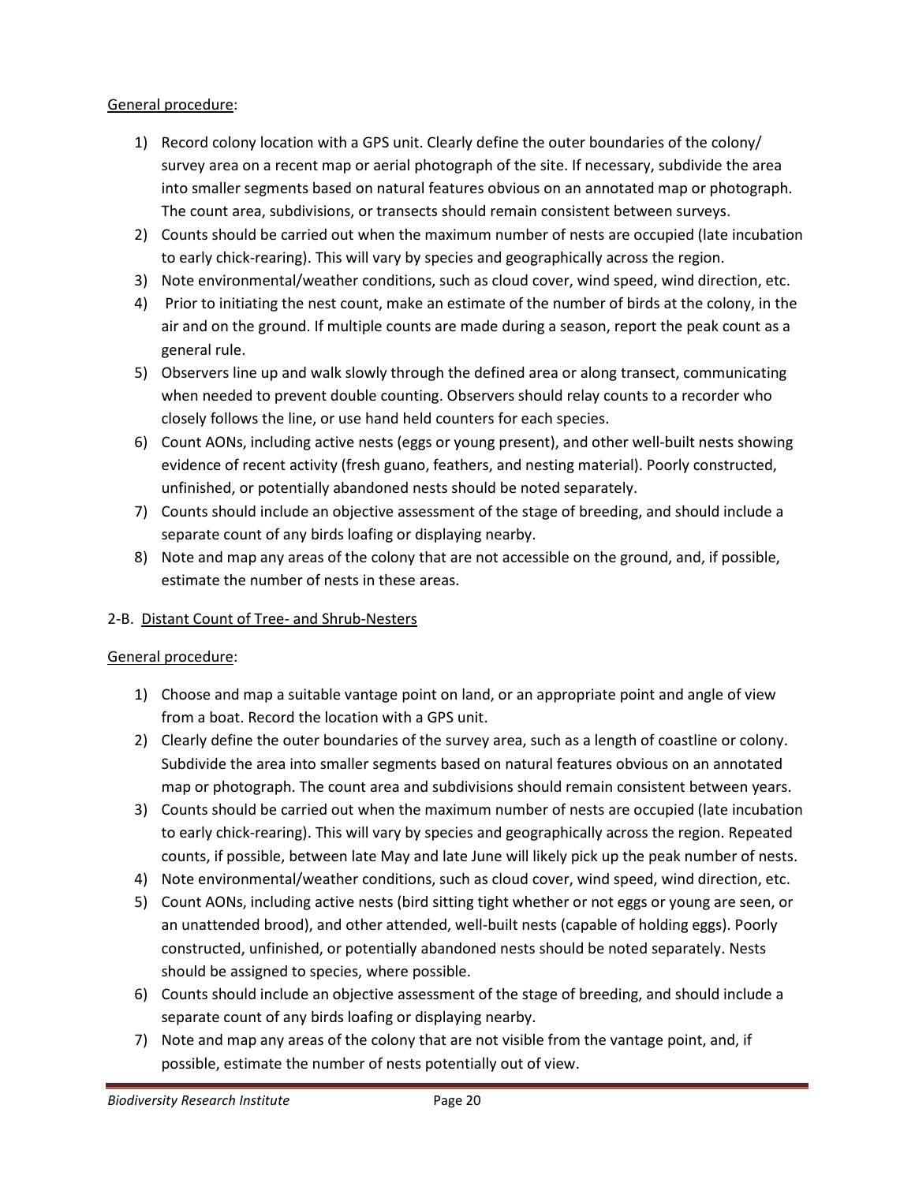General procedure:

1) Record colony location with a GPS unit. Clearly define the outer boundaries of the colony/ survey area on a recent map or aerial photograph of the site. If necessary, subdivide the area into smaller segments based on natural features obvious on an annotated map or photograph. The count area, subdivisions, or transects should remain consistent between surveys.
2) Counts should be carried out when the maximum number of nests are occupied (late incubation to early chick-rearing). This will vary by species and geographically across the region.
3) Note environmental/weather conditions, such as cloud cover, wind speed, wind direction, etc.
4) Prior to initiating the nest count, make an estimate of the number of birds at the colony, in the air and on the ground. If multiple counts are made during a season, report the peak count as a general rule.
5) Observers line up and walk slowly through the defined area or along transect, communicating when needed to prevent double counting. Observers should relay counts to a recorder who closely follows the line, or use hand held counters for each species.
6) Count AONs, including active nests (eggs or young present), and other well-built nests showing evidence of recent activity (fresh guano, feathers, and nesting material). Poorly constructed, unfinished, or potentially abandoned nests should be noted separately.
7) Counts should include an objective assessment of the stage of breeding, and should include a separate count of any birds loafing or displaying nearby.
8) Note and map any areas of the colony that are not accessible on the ground, and, if possible, estimate the number of nests in these areas.

2-B. Distant Count of Tree- and Shrub-Nesters

General procedure:

1) Choose and map a suitable vantage point on land, or an appropriate point and angle of view from a boat. Record the location with a GPS unit.
2) Clearly define the outer boundaries of the survey area, such as a length of coastline or colony. Subdivide the area into smaller segments based on natural features obvious on an annotated map or photograph. The count area and subdivisions should remain consistent between years.
3) Counts should be carried out when the maximum number of nests are occupied (late incubation to early chick-rearing). This will vary by species and geographically across the region. Repeated counts, if possible, between late May and late June will likely pick up the peak number of nests.
4) Note environmental/weather conditions, such as cloud cover, wind speed, wind direction, etc.
5) Count AONs, including active nests (bird sitting tight whether or not eggs or young are seen, or an unattended brood), and other attended, well-built nests (capable of holding eggs). Poorly constructed, unfinished, or potentially abandoned nests should be noted separately. Nests should be assigned to species, where possible.
6) Counts should include an objective assessment of the stage of breeding, and should include a separate count of any birds loafing or displaying nearby.
7) Note and map any areas of the colony that are not visible from the vantage point, and, if possible, estimate the number of nests potentially out of view.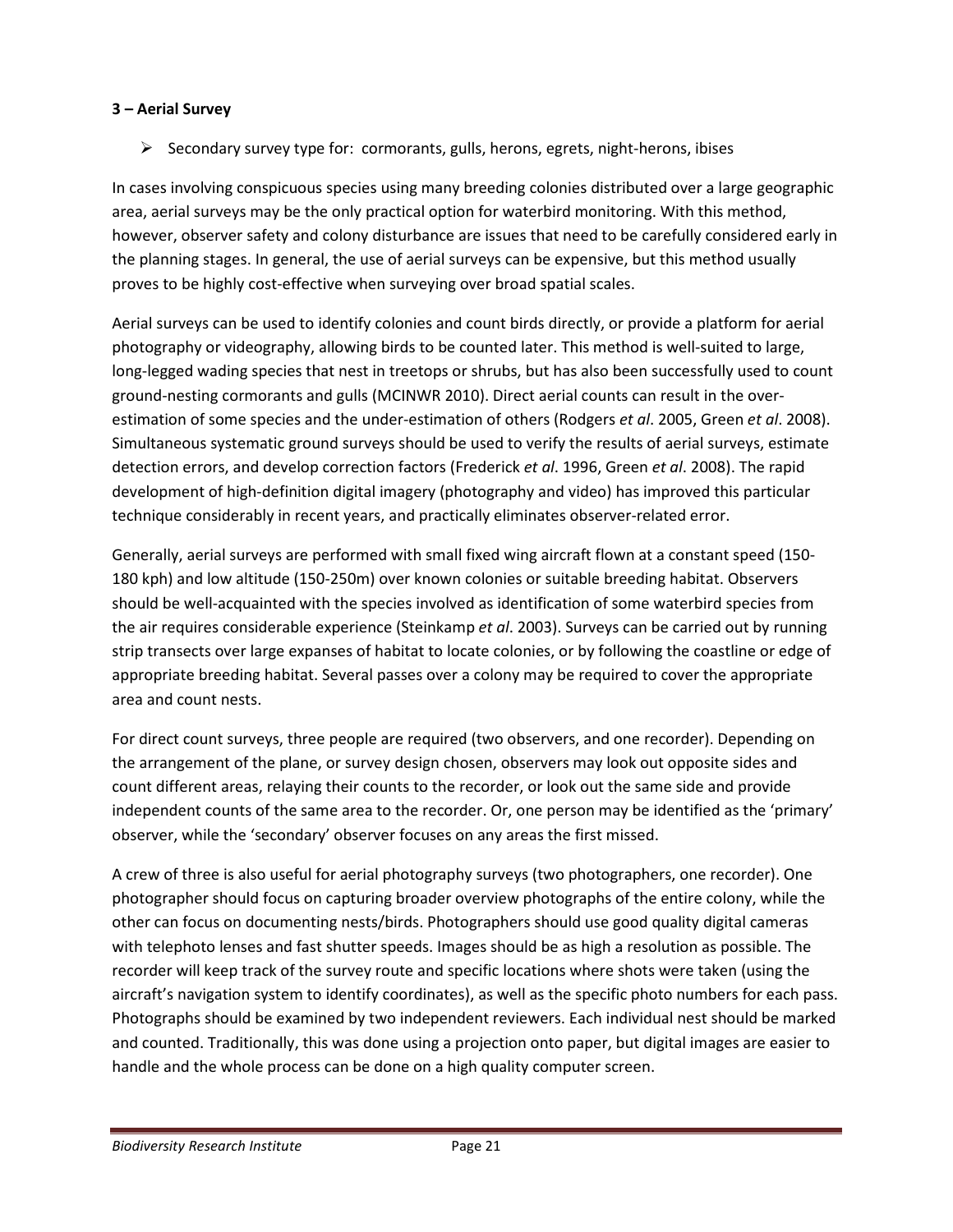**3 – Aerial Survey**

- Secondary survey type for: cormorants, gulls, herons, egrets, night-herons, ibises

In cases involving conspicuous species using many breeding colonies distributed over a large geographic area, aerial surveys may be the only practical option for waterbird monitoring. With this method, however, observer safety and colony disturbance are issues that need to be carefully considered early in the planning stages. In general, the use of aerial surveys can be expensive, but this method usually proves to be highly cost-effective when surveying over broad spatial scales.

Aerial surveys can be used to identify colonies and count birds directly, or provide a platform for aerial photography or videography, allowing birds to be counted later. This method is well-suited to large, long-legged wading species that nest in treetops or shrubs, but has also been successfully used to count ground-nesting cormorants and gulls (MCINWR 2010). Direct aerial counts can result in the over-estimation of some species and the under-estimation of others (Rodgers *et al*. 2005, Green *et al*. 2008). Simultaneous systematic ground surveys should be used to verify the results of aerial surveys, estimate detection errors, and develop correction factors (Frederick *et al*. 1996, Green *et al*. 2008). The rapid development of high-definition digital imagery (photography and video) has improved this particular technique considerably in recent years, and practically eliminates observer-related error.

Generally, aerial surveys are performed with small fixed wing aircraft flown at a constant speed (150-180 kph) and low altitude (150-250m) over known colonies or suitable breeding habitat. Observers should be well-acquainted with the species involved as identification of some waterbird species from the air requires considerable experience (Steinkamp *et al*. 2003). Surveys can be carried out by running strip transects over large expanses of habitat to locate colonies, or by following the coastline or edge of appropriate breeding habitat. Several passes over a colony may be required to cover the appropriate area and count nests.

For direct count surveys, three people are required (two observers, and one recorder). Depending on the arrangement of the plane, or survey design chosen, observers may look out opposite sides and count different areas, relaying their counts to the recorder, or look out the same side and provide independent counts of the same area to the recorder. Or, one person may be identified as the 'primary' observer, while the 'secondary' observer focuses on any areas the first missed.

A crew of three is also useful for aerial photography surveys (two photographers, one recorder). One photographer should focus on capturing broader overview photographs of the entire colony, while the other can focus on documenting nests/birds. Photographers should use good quality digital cameras with telephoto lenses and fast shutter speeds. Images should be as high a resolution as possible. The recorder will keep track of the survey route and specific locations where shots were taken (using the aircraft's navigation system to identify coordinates), as well as the specific photo numbers for each pass. Photographs should be examined by two independent reviewers. Each individual nest should be marked and counted. Traditionally, this was done using a projection onto paper, but digital images are easier to handle and the whole process can be done on a high quality computer screen.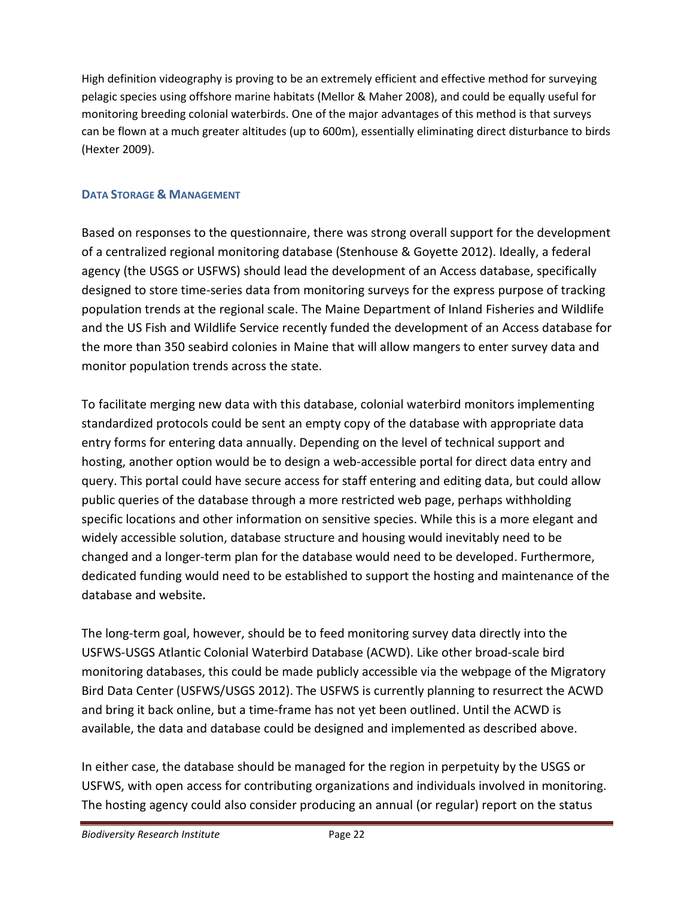High definition videography is proving to be an extremely efficient and effective method for surveying pelagic species using offshore marine habitats (Mellor & Maher 2008), and could be equally useful for monitoring breeding colonial waterbirds. One of the major advantages of this method is that surveys can be flown at a much greater altitudes (up to 600m), essentially eliminating direct disturbance to birds (Hexter 2009).

### DATA STORAGE & MANAGEMENT

Based on responses to the questionnaire, there was strong overall support for the development of a centralized regional monitoring database (Stenhouse & Goyette 2012). Ideally, a federal agency (the USGS or USFWS) should lead the development of an Access database, specifically designed to store time-series data from monitoring surveys for the express purpose of tracking population trends at the regional scale. The Maine Department of Inland Fisheries and Wildlife and the US Fish and Wildlife Service recently funded the development of an Access database for the more than 350 seabird colonies in Maine that will allow mangers to enter survey data and monitor population trends across the state.

To facilitate merging new data with this database, colonial waterbird monitors implementing standardized protocols could be sent an empty copy of the database with appropriate data entry forms for entering data annually. Depending on the level of technical support and hosting, another option would be to design a web-accessible portal for direct data entry and query. This portal could have secure access for staff entering and editing data, but could allow public queries of the database through a more restricted web page, perhaps withholding specific locations and other information on sensitive species. While this is a more elegant and widely accessible solution, database structure and housing would inevitably need to be changed and a longer-term plan for the database would need to be developed. Furthermore, dedicated funding would need to be established to support the hosting and maintenance of the database and website**.**

The long-term goal, however, should be to feed monitoring survey data directly into the USFWS-USGS Atlantic Colonial Waterbird Database (ACWD). Like other broad-scale bird monitoring databases, this could be made publicly accessible via the webpage of the Migratory Bird Data Center (USFWS/USGS 2012). The USFWS is currently planning to resurrect the ACWD and bring it back online, but a time-frame has not yet been outlined. Until the ACWD is available, the data and database could be designed and implemented as described above.

In either case, the database should be managed for the region in perpetuity by the USGS or USFWS, with open access for contributing organizations and individuals involved in monitoring. The hosting agency could also consider producing an annual (or regular) report on the status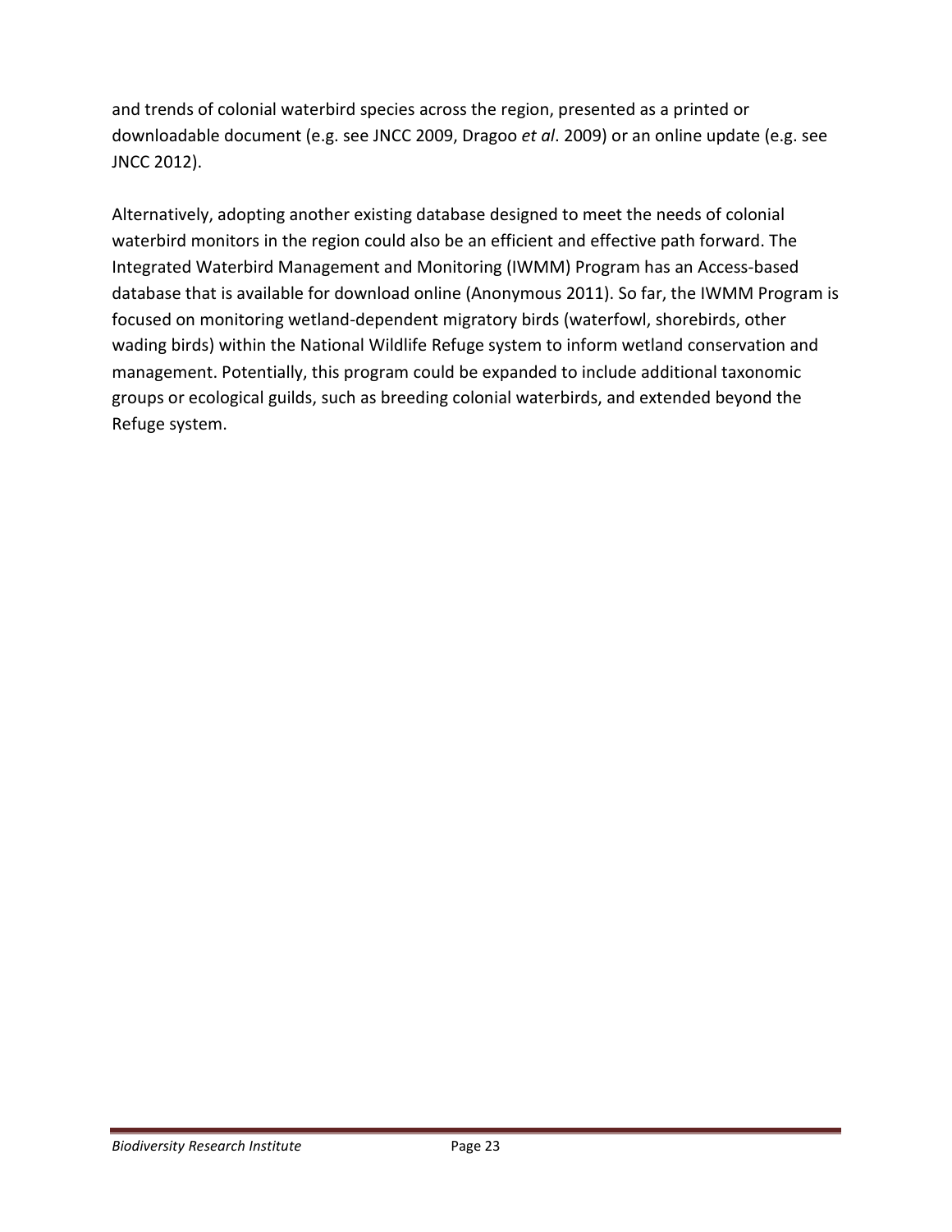and trends of colonial waterbird species across the region, presented as a printed or downloadable document (e.g. see JNCC 2009, Dragoo *et al*. 2009) or an online update (e.g. see JNCC 2012).

Alternatively, adopting another existing database designed to meet the needs of colonial waterbird monitors in the region could also be an efficient and effective path forward. The Integrated Waterbird Management and Monitoring (IWMM) Program has an Access-based database that is available for download online (Anonymous 2011). So far, the IWMM Program is focused on monitoring wetland-dependent migratory birds (waterfowl, shorebirds, other wading birds) within the National Wildlife Refuge system to inform wetland conservation and management. Potentially, this program could be expanded to include additional taxonomic groups or ecological guilds, such as breeding colonial waterbirds, and extended beyond the Refuge system.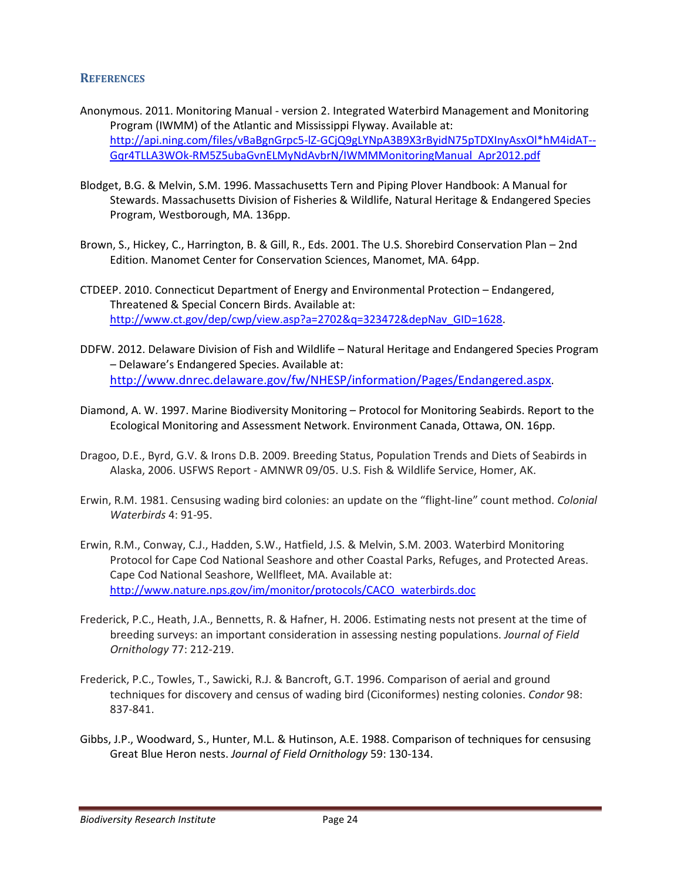## REFERENCES

Anonymous. 2011. Monitoring Manual - version 2. Integrated Waterbird Management and Monitoring Program (IWMM) of the Atlantic and Mississippi Flyway. Available at: http://api.ning.com/files/vBaBgnGrpc5-lZ-GCjQ9gLYNpA3B9X3rByidN75pTDXInyAsxOl*hM4idAT--Gqr4TLLA3WOk-RM5Z5ubaGvnELMyNdAvbrN/IWMMMonitoringManual_Apr2012.pdf

Blodget, B.G. & Melvin, S.M. 1996. Massachusetts Tern and Piping Plover Handbook: A Manual for Stewards. Massachusetts Division of Fisheries & Wildlife, Natural Heritage & Endangered Species Program, Westborough, MA. 136pp.

Brown, S., Hickey, C., Harrington, B. & Gill, R., Eds. 2001. The U.S. Shorebird Conservation Plan – 2nd Edition. Manomet Center for Conservation Sciences, Manomet, MA. 64pp.

CTDEEP. 2010. Connecticut Department of Energy and Environmental Protection – Endangered, Threatened & Special Concern Birds. Available at: http://www.ct.gov/dep/cwp/view.asp?a=2702&q=323472&depNav_GID=1628.

DDFW. 2012. Delaware Division of Fish and Wildlife – Natural Heritage and Endangered Species Program – Delaware's Endangered Species. Available at: http://www.dnrec.delaware.gov/fw/NHESP/information/Pages/Endangered.aspx.

Diamond, A. W. 1997. Marine Biodiversity Monitoring – Protocol for Monitoring Seabirds. Report to the Ecological Monitoring and Assessment Network. Environment Canada, Ottawa, ON. 16pp.

Dragoo, D.E., Byrd, G.V. & Irons D.B. 2009. Breeding Status, Population Trends and Diets of Seabirds in Alaska, 2006. USFWS Report - AMNWR 09/05. U.S. Fish & Wildlife Service, Homer, AK.

Erwin, R.M. 1981. Censusing wading bird colonies: an update on the "flight-line" count method. *Colonial Waterbirds* 4: 91-95.

Erwin, R.M., Conway, C.J., Hadden, S.W., Hatfield, J.S. & Melvin, S.M. 2003. Waterbird Monitoring Protocol for Cape Cod National Seashore and other Coastal Parks, Refuges, and Protected Areas. Cape Cod National Seashore, Wellfleet, MA. Available at: http://www.nature.nps.gov/im/monitor/protocols/CACO_waterbirds.doc

Frederick, P.C., Heath, J.A., Bennetts, R. & Hafner, H. 2006. Estimating nests not present at the time of breeding surveys: an important consideration in assessing nesting populations. *Journal of Field Ornithology* 77: 212-219.

Frederick, P.C., Towles, T., Sawicki, R.J. & Bancroft, G.T. 1996. Comparison of aerial and ground techniques for discovery and census of wading bird (Ciconiformes) nesting colonies. *Condor* 98: 837-841.

Gibbs, J.P., Woodward, S., Hunter, M.L. & Hutinson, A.E. 1988. Comparison of techniques for censusing Great Blue Heron nests. *Journal of Field Ornithology* 59: 130-134.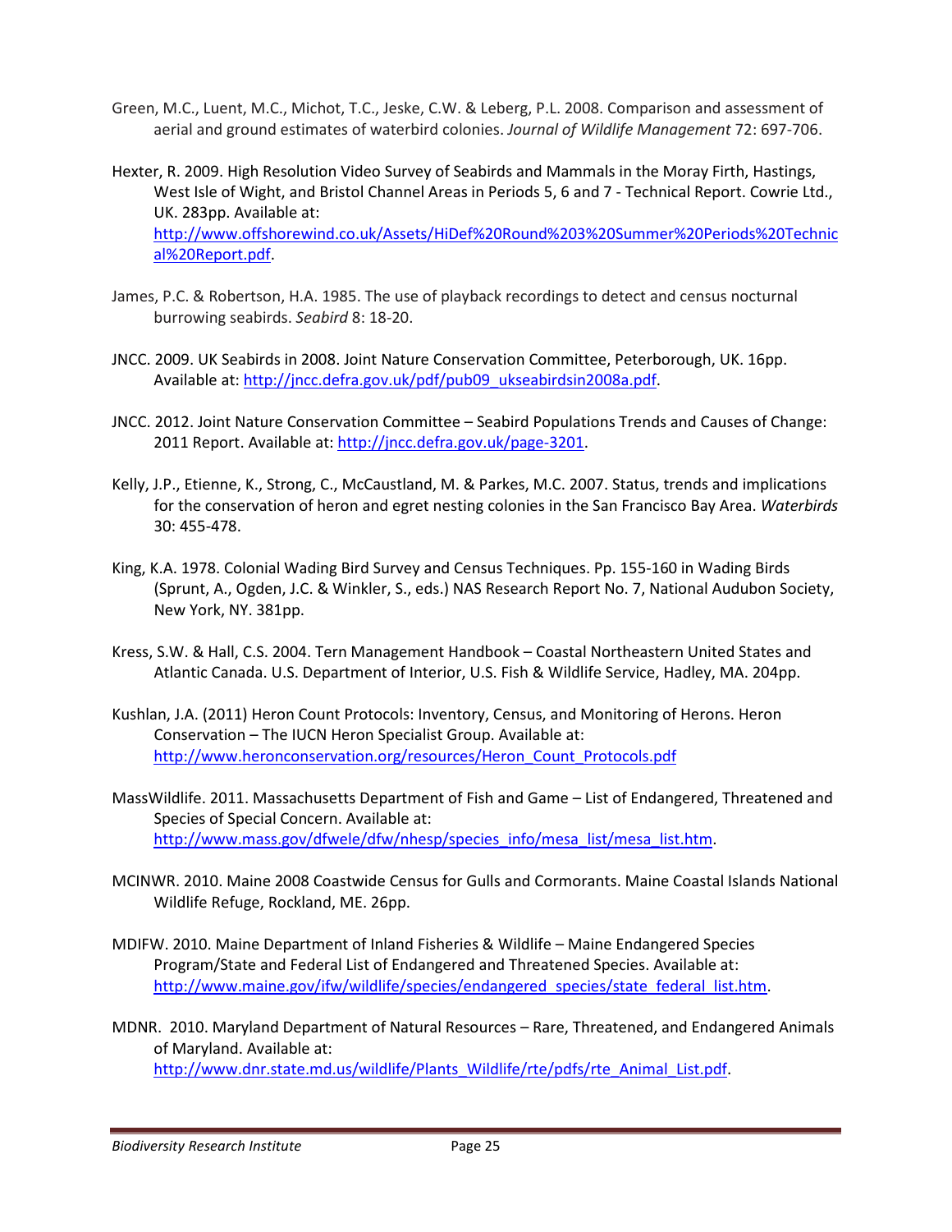Green, M.C., Luent, M.C., Michot, T.C., Jeske, C.W. & Leberg, P.L. 2008. Comparison and assessment of aerial and ground estimates of waterbird colonies. *Journal of Wildlife Management* 72: 697-706.

Hexter, R. 2009. High Resolution Video Survey of Seabirds and Mammals in the Moray Firth, Hastings, West Isle of Wight, and Bristol Channel Areas in Periods 5, 6 and 7 - Technical Report. Cowrie Ltd., UK. 283pp. Available at: http://www.offshorewind.co.uk/Assets/HiDef%20Round%203%20Summer%20Periods%20Technical%20Report.pdf.

James, P.C. & Robertson, H.A. 1985. The use of playback recordings to detect and census nocturnal burrowing seabirds. *Seabird* 8: 18-20.

JNCC. 2009. UK Seabirds in 2008. Joint Nature Conservation Committee, Peterborough, UK. 16pp. Available at: http://jncc.defra.gov.uk/pdf/pub09_ukseabirdsin2008a.pdf.

JNCC. 2012. Joint Nature Conservation Committee – Seabird Populations Trends and Causes of Change: 2011 Report. Available at: http://jncc.defra.gov.uk/page-3201.

Kelly, J.P., Etienne, K., Strong, C., McCaustland, M. & Parkes, M.C. 2007. Status, trends and implications for the conservation of heron and egret nesting colonies in the San Francisco Bay Area. *Waterbirds* 30: 455-478.

King, K.A. 1978. Colonial Wading Bird Survey and Census Techniques. Pp. 155-160 in Wading Birds (Sprunt, A., Ogden, J.C. & Winkler, S., eds.) NAS Research Report No. 7, National Audubon Society, New York, NY. 381pp.

Kress, S.W. & Hall, C.S. 2004. Tern Management Handbook – Coastal Northeastern United States and Atlantic Canada. U.S. Department of Interior, U.S. Fish & Wildlife Service, Hadley, MA. 204pp.

Kushlan, J.A. (2011) Heron Count Protocols: Inventory, Census, and Monitoring of Herons. Heron Conservation – The IUCN Heron Specialist Group. Available at: http://www.heronconservation.org/resources/Heron_Count_Protocols.pdf

MassWildlife. 2011. Massachusetts Department of Fish and Game – List of Endangered, Threatened and Species of Special Concern. Available at: http://www.mass.gov/dfwele/dfw/nhesp/species_info/mesa_list/mesa_list.htm.

MCINWR. 2010. Maine 2008 Coastwide Census for Gulls and Cormorants. Maine Coastal Islands National Wildlife Refuge, Rockland, ME. 26pp.

MDIFW. 2010. Maine Department of Inland Fisheries & Wildlife – Maine Endangered Species Program/State and Federal List of Endangered and Threatened Species. Available at: http://www.maine.gov/ifw/wildlife/species/endangered_species/state_federal_list.htm.

MDNR. 2010. Maryland Department of Natural Resources – Rare, Threatened, and Endangered Animals of Maryland. Available at: http://www.dnr.state.md.us/wildlife/Plants_Wildlife/rte/pdfs/rte_Animal_List.pdf.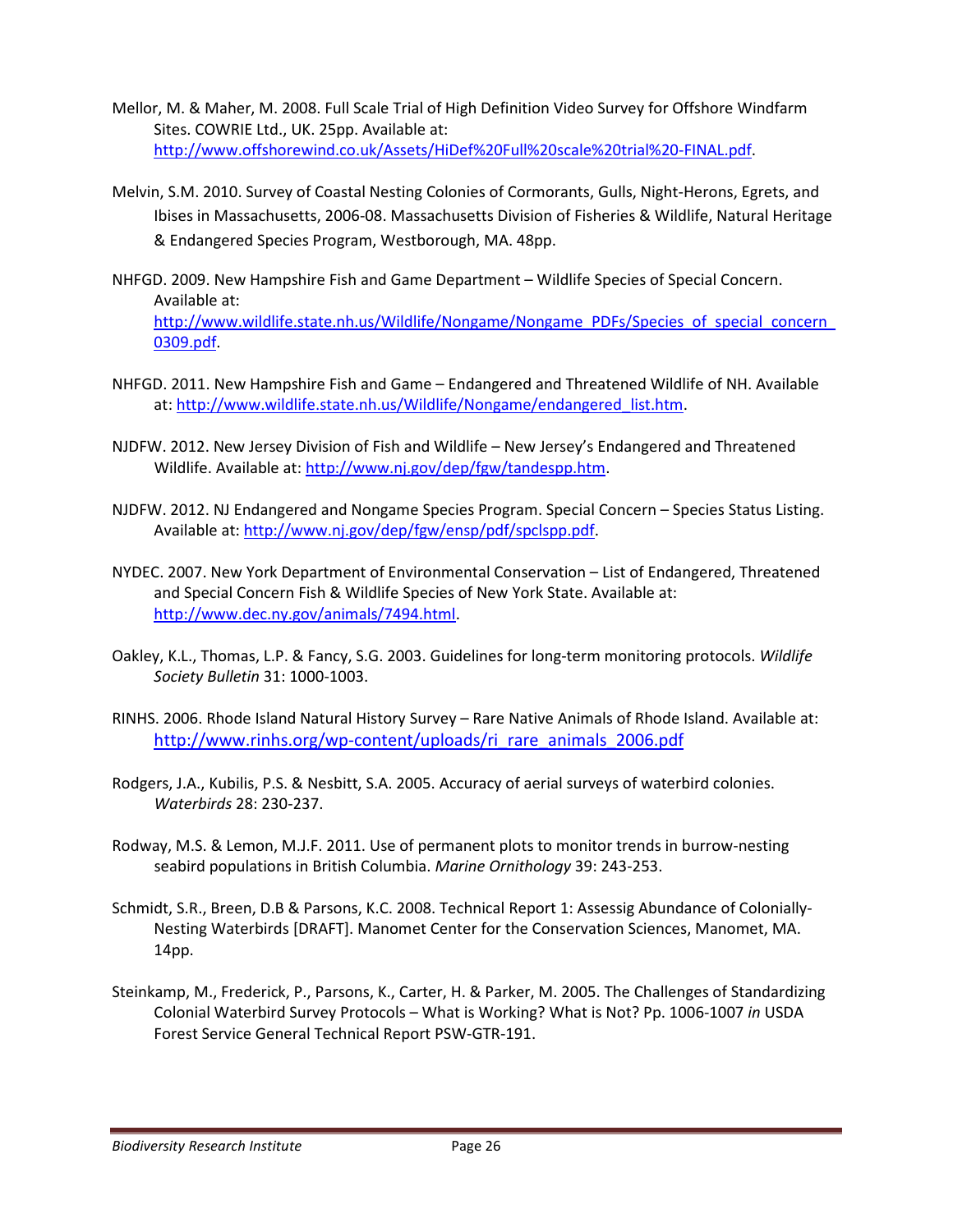Mellor, M. & Maher, M. 2008. Full Scale Trial of High Definition Video Survey for Offshore Windfarm Sites. COWRIE Ltd., UK. 25pp. Available at: http://www.offshorewind.co.uk/Assets/HiDef%20Full%20scale%20trial%20-FINAL.pdf.

Melvin, S.M. 2010. Survey of Coastal Nesting Colonies of Cormorants, Gulls, Night-Herons, Egrets, and Ibises in Massachusetts, 2006-08. Massachusetts Division of Fisheries & Wildlife, Natural Heritage & Endangered Species Program, Westborough, MA. 48pp.

NHFGD. 2009. New Hampshire Fish and Game Department – Wildlife Species of Special Concern. Available at: http://www.wildlife.state.nh.us/Wildlife/Nongame/Nongame_PDFs/Species_of_special_concern_0309.pdf.

NHFGD. 2011. New Hampshire Fish and Game – Endangered and Threatened Wildlife of NH. Available at: http://www.wildlife.state.nh.us/Wildlife/Nongame/endangered_list.htm.

NJDFW. 2012. New Jersey Division of Fish and Wildlife – New Jersey's Endangered and Threatened Wildlife. Available at: http://www.nj.gov/dep/fgw/tandespp.htm.

NJDFW. 2012. NJ Endangered and Nongame Species Program. Special Concern – Species Status Listing. Available at: http://www.nj.gov/dep/fgw/ensp/pdf/spclspp.pdf.

NYDEC. 2007. New York Department of Environmental Conservation – List of Endangered, Threatened and Special Concern Fish & Wildlife Species of New York State. Available at: http://www.dec.ny.gov/animals/7494.html.

Oakley, K.L., Thomas, L.P. & Fancy, S.G. 2003. Guidelines for long-term monitoring protocols. *Wildlife Society Bulletin* 31: 1000-1003.

RINHS. 2006. Rhode Island Natural History Survey – Rare Native Animals of Rhode Island. Available at: http://www.rinhs.org/wp-content/uploads/ri_rare_animals_2006.pdf

Rodgers, J.A., Kubilis, P.S. & Nesbitt, S.A. 2005. Accuracy of aerial surveys of waterbird colonies. *Waterbirds* 28: 230-237.

Rodway, M.S. & Lemon, M.J.F. 2011. Use of permanent plots to monitor trends in burrow-nesting seabird populations in British Columbia. *Marine Ornithology* 39: 243-253.

Schmidt, S.R., Breen, D.B & Parsons, K.C. 2008. Technical Report 1: Assessig Abundance of Colonially-Nesting Waterbirds [DRAFT]. Manomet Center for the Conservation Sciences, Manomet, MA. 14pp.

Steinkamp, M., Frederick, P., Parsons, K., Carter, H. & Parker, M. 2005. The Challenges of Standardizing Colonial Waterbird Survey Protocols – What is Working? What is Not? Pp. 1006-1007 *in* USDA Forest Service General Technical Report PSW-GTR-191.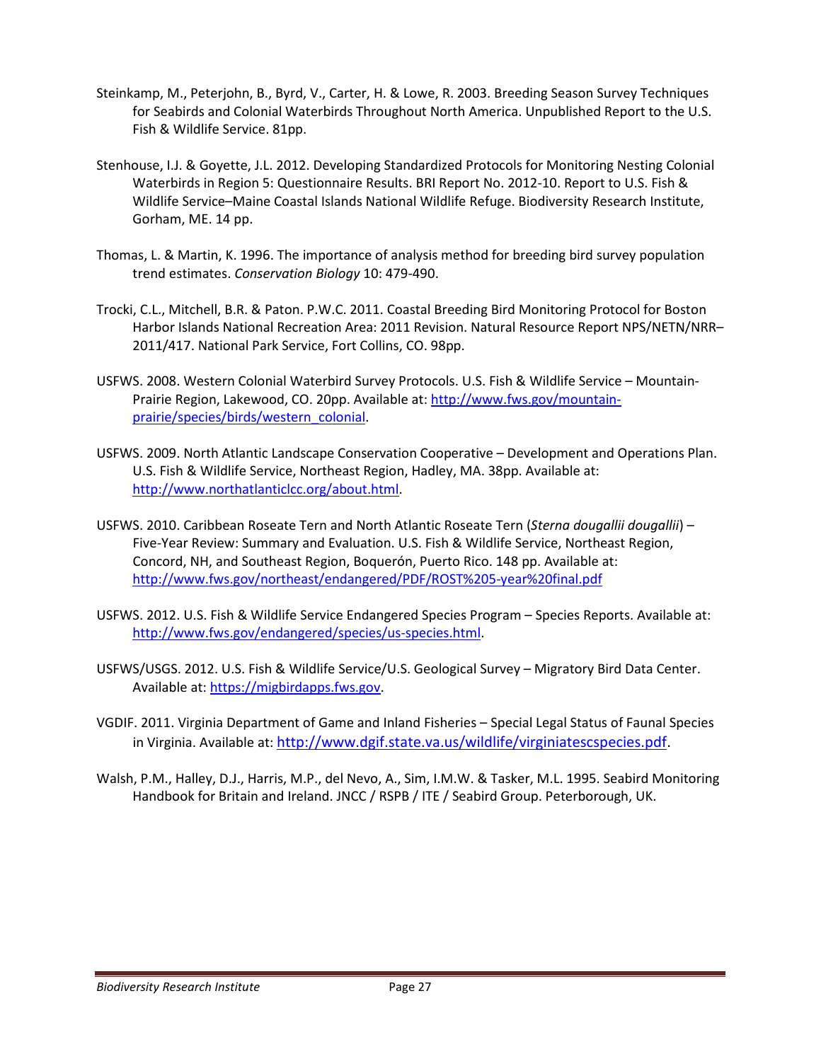Steinkamp, M., Peterjohn, B., Byrd, V., Carter, H. & Lowe, R. 2003. Breeding Season Survey Techniques for Seabirds and Colonial Waterbirds Throughout North America. Unpublished Report to the U.S. Fish & Wildlife Service. 81pp.

Stenhouse, I.J. & Goyette, J.L. 2012. Developing Standardized Protocols for Monitoring Nesting Colonial Waterbirds in Region 5: Questionnaire Results. BRI Report No. 2012-10. Report to U.S. Fish & Wildlife Service–Maine Coastal Islands National Wildlife Refuge. Biodiversity Research Institute, Gorham, ME. 14 pp.

Thomas, L. & Martin, K. 1996. The importance of analysis method for breeding bird survey population trend estimates. *Conservation Biology* 10: 479-490.

Trocki, C.L., Mitchell, B.R. & Paton. P.W.C. 2011. Coastal Breeding Bird Monitoring Protocol for Boston Harbor Islands National Recreation Area: 2011 Revision. Natural Resource Report NPS/NETN/NRR–2011/417. National Park Service, Fort Collins, CO. 98pp.

USFWS. 2008. Western Colonial Waterbird Survey Protocols. U.S. Fish & Wildlife Service – Mountain-Prairie Region, Lakewood, CO. 20pp. Available at: http://www.fws.gov/mountain-prairie/species/birds/western_colonial.

USFWS. 2009. North Atlantic Landscape Conservation Cooperative – Development and Operations Plan. U.S. Fish & Wildlife Service, Northeast Region, Hadley, MA. 38pp. Available at: http://www.northatlanticlcc.org/about.html.

USFWS. 2010. Caribbean Roseate Tern and North Atlantic Roseate Tern (*Sterna dougallii dougallii*) – Five-Year Review: Summary and Evaluation. U.S. Fish & Wildlife Service, Northeast Region, Concord, NH, and Southeast Region, Boquerón, Puerto Rico. 148 pp. Available at: http://www.fws.gov/northeast/endangered/PDF/ROST%205-year%20final.pdf

USFWS. 2012. U.S. Fish & Wildlife Service Endangered Species Program – Species Reports. Available at: http://www.fws.gov/endangered/species/us-species.html.

USFWS/USGS. 2012. U.S. Fish & Wildlife Service/U.S. Geological Survey – Migratory Bird Data Center. Available at: https://migbirdapps.fws.gov.

VGDIF. 2011. Virginia Department of Game and Inland Fisheries – Special Legal Status of Faunal Species in Virginia. Available at: http://www.dgif.state.va.us/wildlife/virginiatescspecies.pdf.

Walsh, P.M., Halley, D.J., Harris, M.P., del Nevo, A., Sim, I.M.W. & Tasker, M.L. 1995. Seabird Monitoring Handbook for Britain and Ireland. JNCC / RSPB / ITE / Seabird Group. Peterborough, UK.